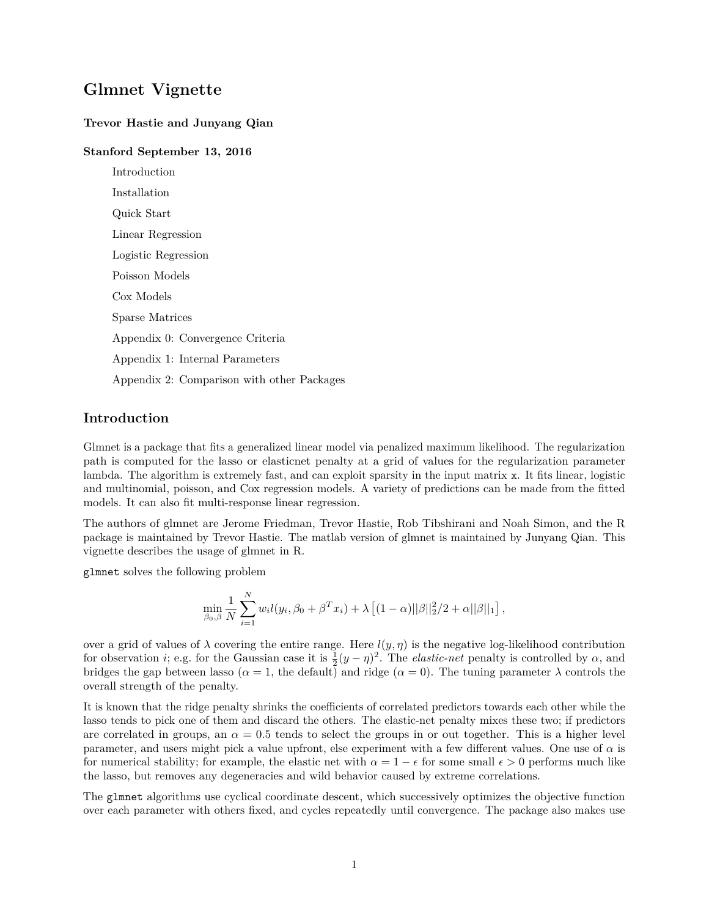# Glmnet Vignette

**Trevor Hastie and Junyang Qian**

**Stanford September 13, 2016**

- Introduction
- Installation
- Quick Start
- Linear Regression
- Logistic Regression
- Poisson Models
- Cox Models
- Sparse Matrices
- Appendix 0: Convergence Criteria
- Appendix 1: Internal Parameters
- Appendix 2: Comparison with other Packages

## Introduction

Glmnet is a package that fits a generalized linear model via penalized maximum likelihood. The regularization path is computed for the lasso or elasticnet penalty at a grid of values for the regularization parameter lambda. The algorithm is extremely fast, and can exploit sparsity in the input matrix `x`. It fits linear, logistic and multinomial, poisson, and Cox regression models. A variety of predictions can be made from the fitted models. It can also fit multi-response linear regression.

The authors of glmnet are Jerome Friedman, Trevor Hastie, Rob Tibshirani and Noah Simon, and the R package is maintained by Trevor Hastie. The matlab version of glmnet is maintained by Junyang Qian. This vignette describes the usage of glmnet in R.

`glmnet` solves the following problem

$$\min_{\beta_0,\beta} \frac{1}{N} \sum_{i=1}^{N} w_i l(y_i, \beta_0 + \beta^T x_i) + \lambda \left[(1-\alpha)||\beta||_2^2/2 + \alpha||\beta||_1\right],$$

over a grid of values of $\lambda$ covering the entire range. Here $l(y, \eta)$ is the negative log-likelihood contribution for observation $i$; e.g. for the Gaussian case it is $\frac{1}{2}(y-\eta)^2$. The *elastic-net* penalty is controlled by $\alpha$, and bridges the gap between lasso ($\alpha = 1$, the default) and ridge ($\alpha = 0$). The tuning parameter $\lambda$ controls the overall strength of the penalty.

It is known that the ridge penalty shrinks the coefficients of correlated predictors towards each other while the lasso tends to pick one of them and discard the others. The elastic-net penalty mixes these two; if predictors are correlated in groups, an $\alpha = 0.5$ tends to select the groups in or out together. This is a higher level parameter, and users might pick a value upfront, else experiment with a few different values. One use of $\alpha$ is for numerical stability; for example, the elastic net with $\alpha = 1 - \epsilon$ for some small $\epsilon > 0$ performs much like the lasso, but removes any degeneracies and wild behavior caused by extreme correlations.

The `glmnet` algorithms use cyclical coordinate descent, which successively optimizes the objective function over each parameter with others fixed, and cycles repeatedly until convergence. The package also makes use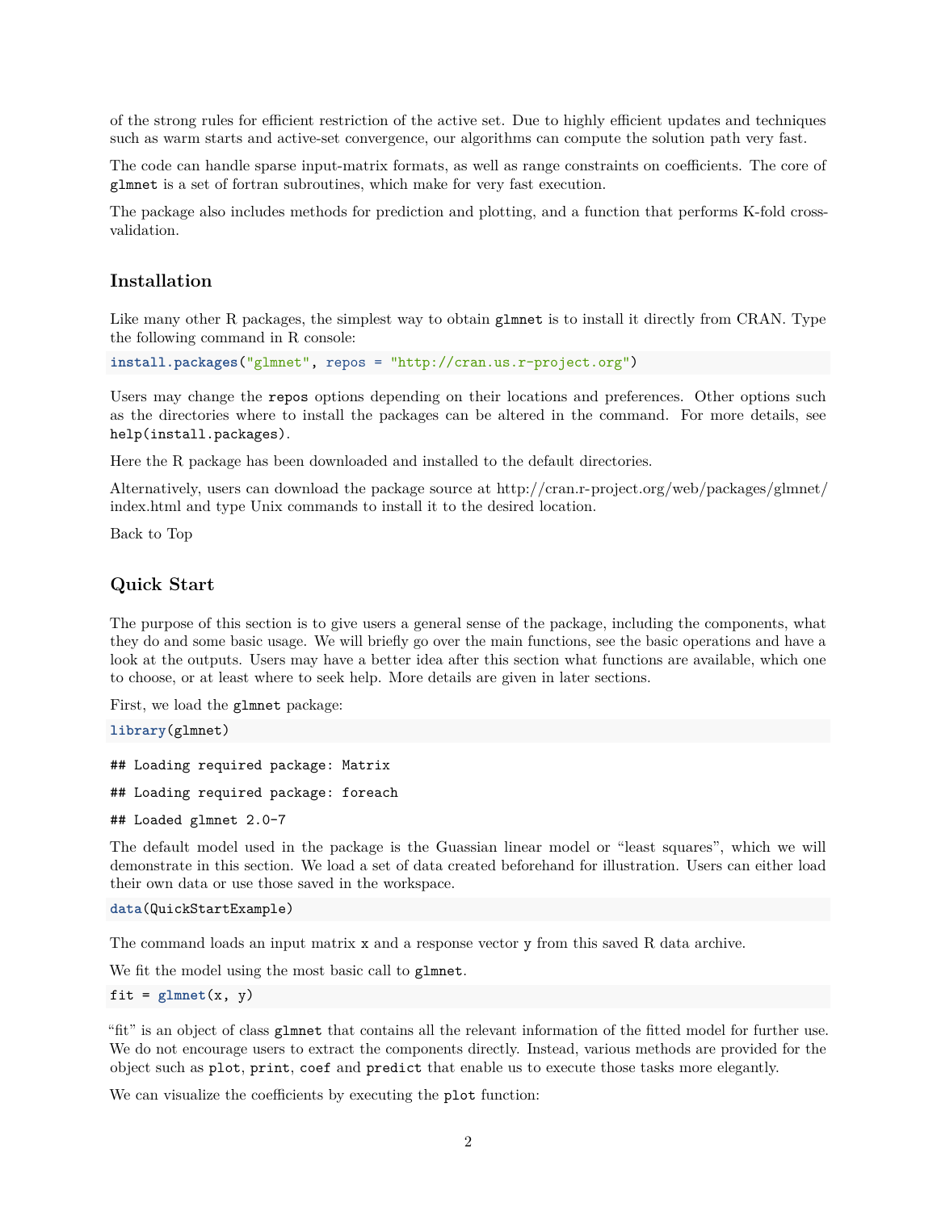of the strong rules for efficient restriction of the active set. Due to highly efficient updates and techniques such as warm starts and active-set convergence, our algorithms can compute the solution path very fast.

The code can handle sparse input-matrix formats, as well as range constraints on coefficients. The core of `glmnet` is a set of fortran subroutines, which make for very fast execution.

The package also includes methods for prediction and plotting, and a function that performs K-fold cross-validation.

## Installation

Like many other R packages, the simplest way to obtain `glmnet` is to install it directly from CRAN. Type the following command in R console:

```
install.packages("glmnet", repos = "http://cran.us.r-project.org")
```

Users may change the `repos` options depending on their locations and preferences. Other options such as the directories where to install the packages can be altered in the command. For more details, see `help(install.packages)`.

Here the R package has been downloaded and installed to the default directories.

Alternatively, users can download the package source at http://cran.r-project.org/web/packages/glmnet/index.html and type Unix commands to install it to the desired location.

Back to Top

## Quick Start

The purpose of this section is to give users a general sense of the package, including the components, what they do and some basic usage. We will briefly go over the main functions, see the basic operations and have a look at the outputs. Users may have a better idea after this section what functions are available, which one to choose, or at least where to seek help. More details are given in later sections.

First, we load the `glmnet` package:

```
library(glmnet)
```

```
## Loading required package: Matrix
## Loading required package: foreach
## Loaded glmnet 2.0-7
```

The default model used in the package is the Guassian linear model or "least squares", which we will demonstrate in this section. We load a set of data created beforehand for illustration. Users can either load their own data or use those saved in the workspace.

```
data(QuickStartExample)
```

The command loads an input matrix `x` and a response vector `y` from this saved R data archive.

We fit the model using the most basic call to `glmnet`.

```
fit = glmnet(x, y)
```

"fit" is an object of class `glmnet` that contains all the relevant information of the fitted model for further use. We do not encourage users to extract the components directly. Instead, various methods are provided for the object such as `plot`, `print`, `coef` and `predict` that enable us to execute those tasks more elegantly.

We can visualize the coefficients by executing the `plot` function: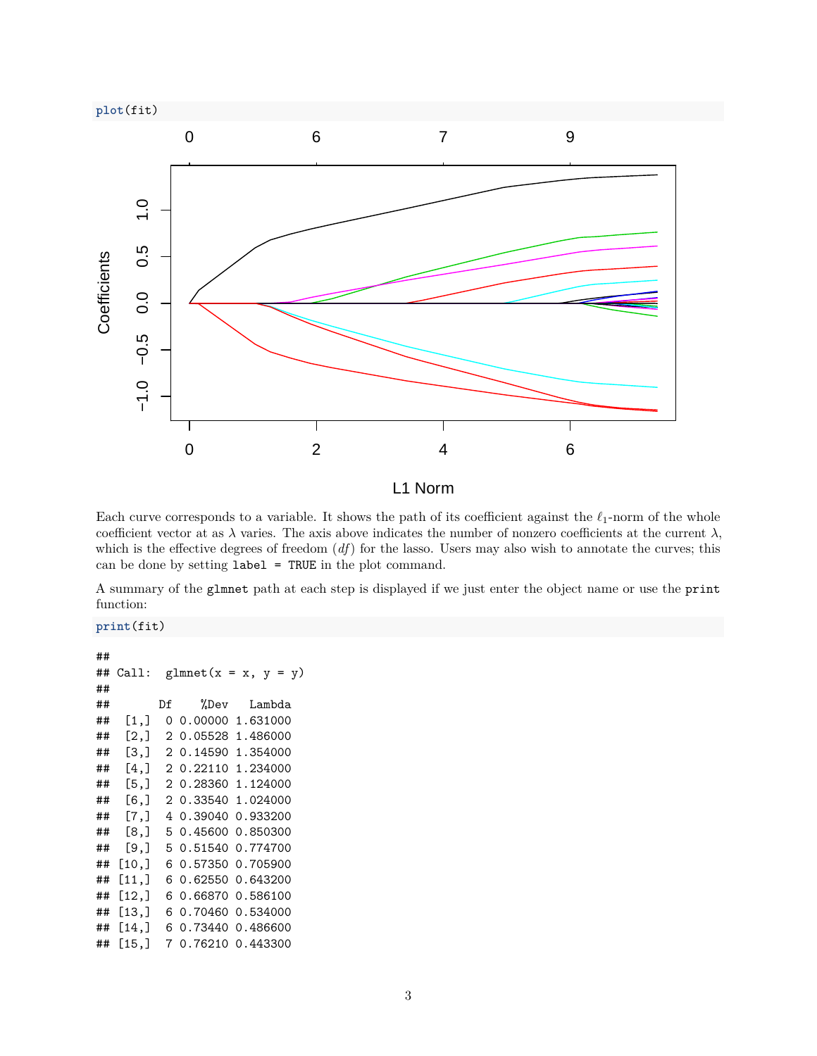```r
plot(fit)
```

Each curve corresponds to a variable. It shows the path of its coefficient against the $\ell_1$-norm of the whole coefficient vector at as $\lambda$ varies. The axis above indicates the number of nonzero coefficients at the current $\lambda$, which is the effective degrees of freedom (*df*) for the lasso. Users may also wish to annotate the curves; this can be done by setting `label = TRUE` in the plot command.

A summary of the `glmnet` path at each step is displayed if we just enter the object name or use the `print` function:

```r
print(fit)
```

```
##
## Call:  glmnet(x = x, y = y)
##
##       Df    %Dev   Lambda
##  [1,]  0 0.00000 1.631000
##  [2,]  2 0.05528 1.486000
##  [3,]  2 0.14590 1.354000
##  [4,]  2 0.22110 1.234000
##  [5,]  2 0.28360 1.124000
##  [6,]  2 0.33540 1.024000
##  [7,]  4 0.39040 0.933200
##  [8,]  5 0.45600 0.850300
##  [9,]  5 0.51540 0.774700
## [10,]  6 0.57350 0.705900
## [11,]  6 0.62550 0.643200
## [12,]  6 0.66870 0.586100
## [13,]  6 0.70460 0.534000
## [14,]  6 0.73440 0.486600
## [15,]  7 0.76210 0.443300
```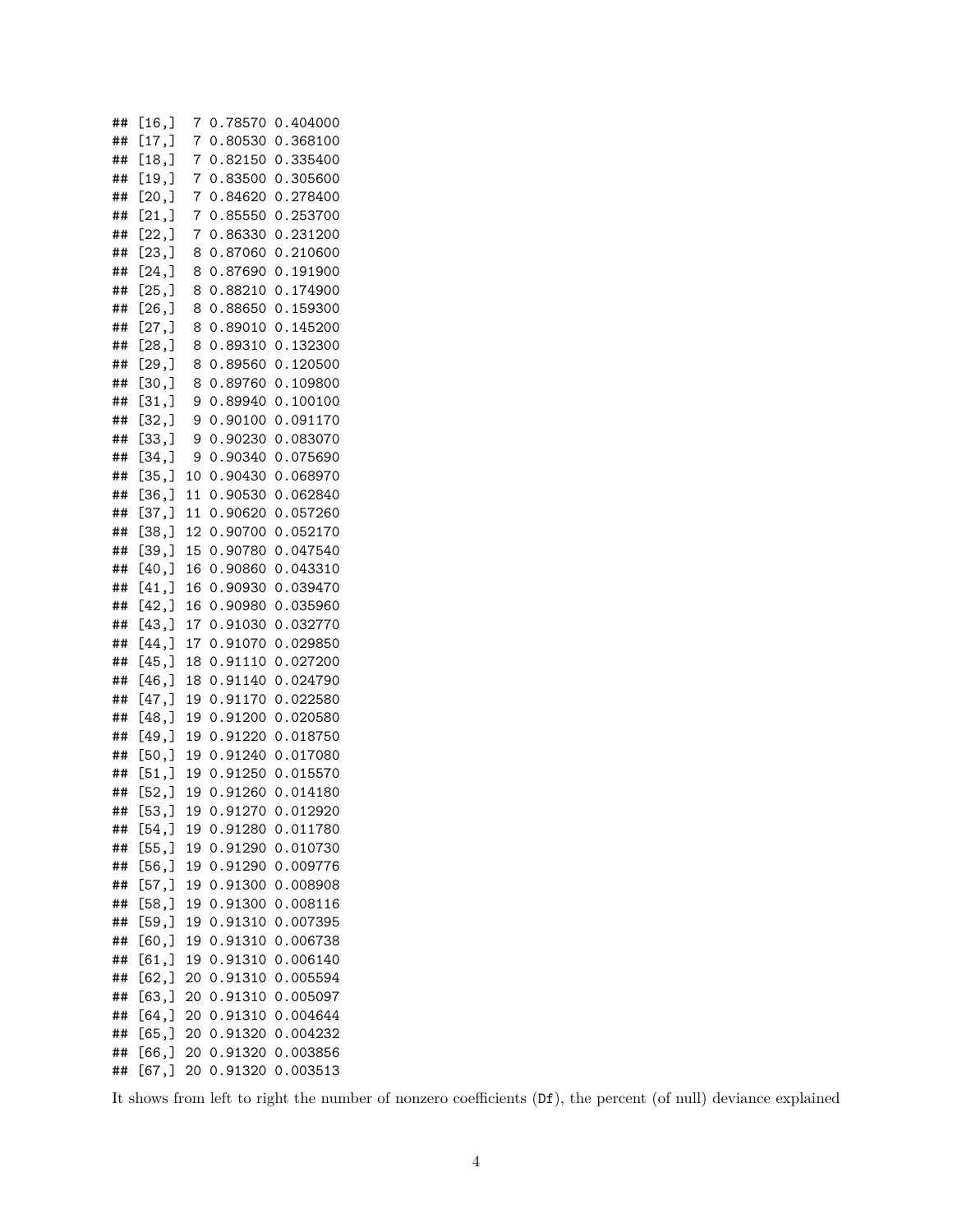```
## [16,]  7 0.78570 0.404000
## [17,]  7 0.80530 0.368100
## [18,]  7 0.82150 0.335400
## [19,]  7 0.83500 0.305600
## [20,]  7 0.84620 0.278400
## [21,]  7 0.85550 0.253700
## [22,]  7 0.86330 0.231200
## [23,]  8 0.87060 0.210600
## [24,]  8 0.87690 0.191900
## [25,]  8 0.88210 0.174900
## [26,]  8 0.88650 0.159300
## [27,]  8 0.89010 0.145200
## [28,]  8 0.89310 0.132300
## [29,]  8 0.89560 0.120500
## [30,]  8 0.89760 0.109800
## [31,]  9 0.89940 0.100100
## [32,]  9 0.90100 0.091170
## [33,]  9 0.90230 0.083070
## [34,]  9 0.90340 0.075690
## [35,] 10 0.90430 0.068970
## [36,] 11 0.90530 0.062840
## [37,] 11 0.90620 0.057260
## [38,] 12 0.90700 0.052170
## [39,] 15 0.90780 0.047540
## [40,] 16 0.90860 0.043310
## [41,] 16 0.90930 0.039470
## [42,] 16 0.90980 0.035960
## [43,] 17 0.91030 0.032770
## [44,] 17 0.91070 0.029850
## [45,] 18 0.91110 0.027200
## [46,] 18 0.91140 0.024790
## [47,] 19 0.91170 0.022580
## [48,] 19 0.91200 0.020580
## [49,] 19 0.91220 0.018750
## [50,] 19 0.91240 0.017080
## [51,] 19 0.91250 0.015570
## [52,] 19 0.91260 0.014180
## [53,] 19 0.91270 0.012920
## [54,] 19 0.91280 0.011780
## [55,] 19 0.91290 0.010730
## [56,] 19 0.91290 0.009776
## [57,] 19 0.91300 0.008908
## [58,] 19 0.91300 0.008116
## [59,] 19 0.91310 0.007395
## [60,] 19 0.91310 0.006738
## [61,] 19 0.91310 0.006140
## [62,] 20 0.91310 0.005594
## [63,] 20 0.91310 0.005097
## [64,] 20 0.91310 0.004644
## [65,] 20 0.91320 0.004232
## [66,] 20 0.91320 0.003856
## [67,] 20 0.91320 0.003513
```

It shows from left to right the number of nonzero coefficients (`Df`), the percent (of null) deviance explained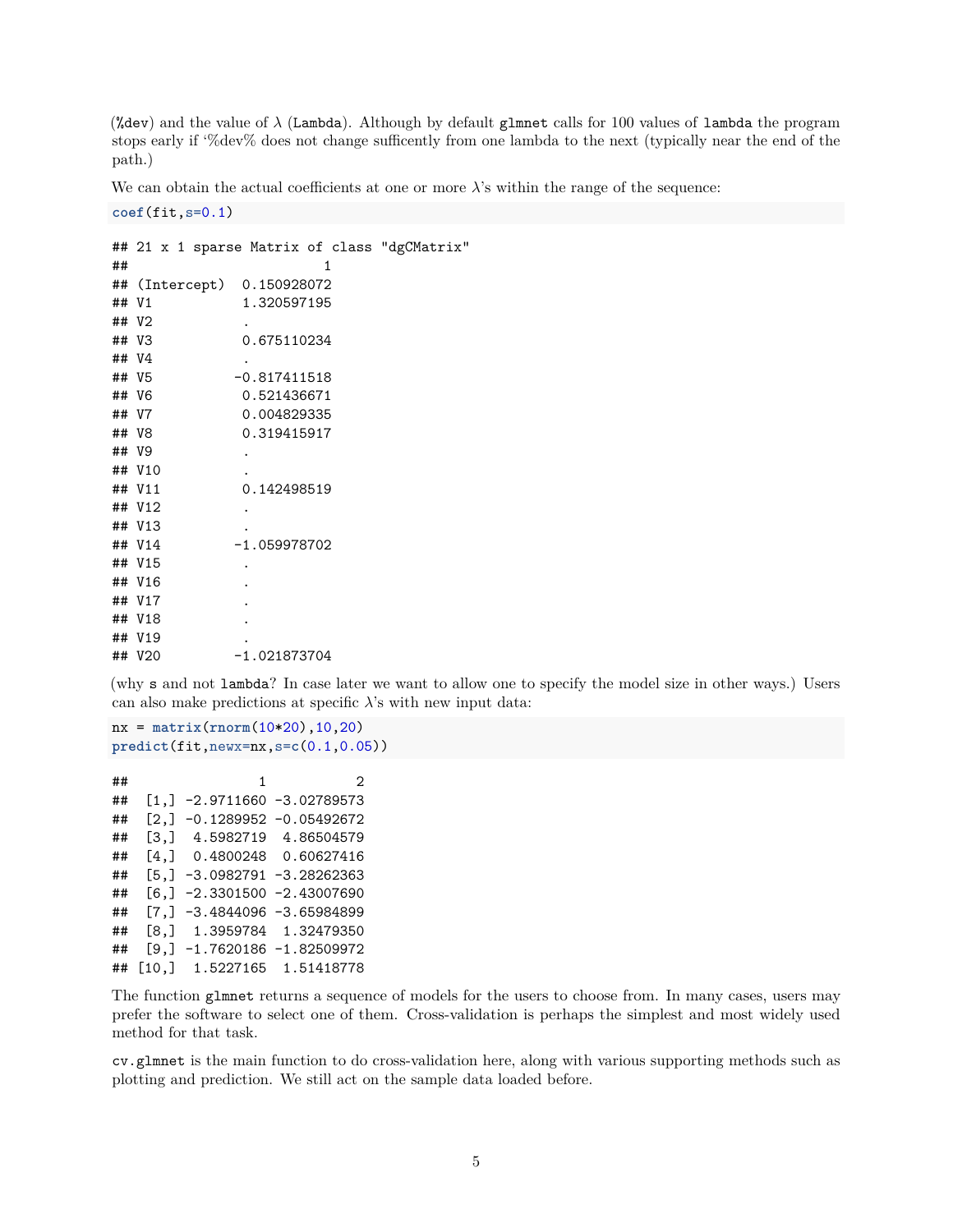(`%dev`) and the value of $\lambda$ (`Lambda`). Although by default `glmnet` calls for 100 values of `lambda` the program stops early if '%dev% does not change sufficently from one lambda to the next (typically near the end of the path.)

We can obtain the actual coefficients at one or more $\lambda$'s within the range of the sequence:

```
coef(fit,s=0.1)
```

```
## 21 x 1 sparse Matrix of class "dgCMatrix"
##                        1
## (Intercept)  0.150928072
## V1           1.320597195
## V2           .
## V3           0.675110234
## V4           .
## V5          -0.817411518
## V6           0.521436671
## V7           0.004829335
## V8           0.319415917
## V9           .
## V10          .
## V11          0.142498519
## V12          .
## V13          .
## V14         -1.059978702
## V15          .
## V16          .
## V17          .
## V18          .
## V19          .
## V20         -1.021873704
```

(why `s` and not `lambda`? In case later we want to allow one to specify the model size in other ways.) Users can also make predictions at specific $\lambda$'s with new input data:

```
nx = matrix(rnorm(10*20),10,20)
predict(fit,newx=nx,s=c(0.1,0.05))
```

```
##                1           2
##  [1,] -2.9711660 -3.02789573
##  [2,] -0.1289952 -0.05492672
##  [3,]  4.5982719  4.86504579
##  [4,]  0.4800248  0.60627416
##  [5,] -3.0982791 -3.28262363
##  [6,] -2.3301500 -2.43007690
##  [7,] -3.4844096 -3.65984899
##  [8,]  1.3959784  1.32479350
##  [9,] -1.7620186 -1.82509972
## [10,]  1.5227165  1.51418778
```

The function `glmnet` returns a sequence of models for the users to choose from. In many cases, users may prefer the software to select one of them. Cross-validation is perhaps the simplest and most widely used method for that task.

`cv.glmnet` is the main function to do cross-validation here, along with various supporting methods such as plotting and prediction. We still act on the sample data loaded before.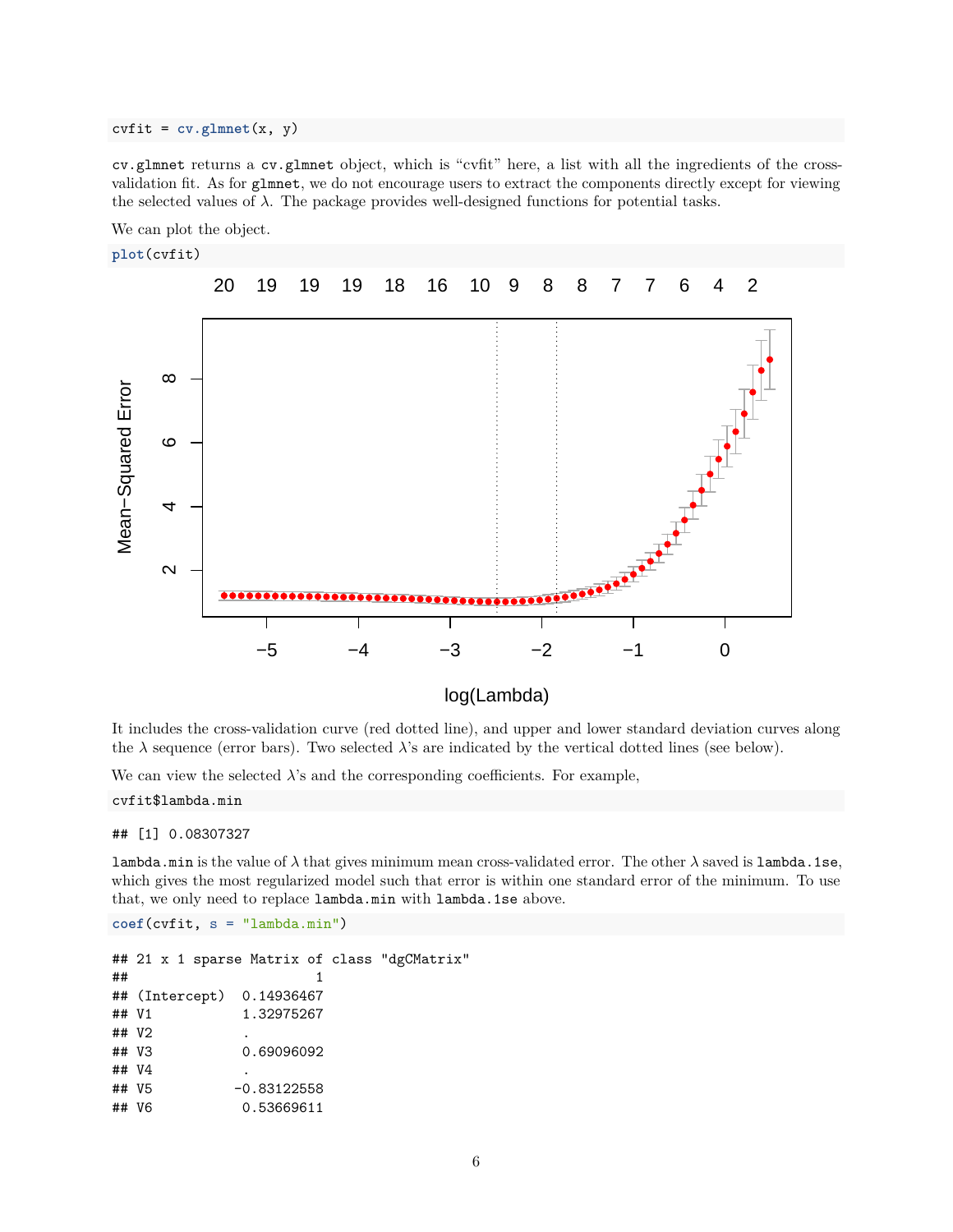```
cvfit = cv.glmnet(x, y)
```

`cv.glmnet` returns a `cv.glmnet` object, which is "cvfit" here, a list with all the ingredients of the cross-validation fit. As for `glmnet`, we do not encourage users to extract the components directly except for viewing the selected values of $\lambda$. The package provides well-designed functions for potential tasks.

We can plot the object.

```
plot(cvfit)
```

It includes the cross-validation curve (red dotted line), and upper and lower standard deviation curves along the $\lambda$ sequence (error bars). Two selected $\lambda$'s are indicated by the vertical dotted lines (see below).

We can view the selected $\lambda$'s and the corresponding coefficients. For example,

```
cvfit$lambda.min
```

```
## [1] 0.08307327
```

`lambda.min` is the value of $\lambda$ that gives minimum mean cross-validated error. The other $\lambda$ saved is `lambda.1se`, which gives the most regularized model such that error is within one standard error of the minimum. To use that, we only need to replace `lambda.min` with `lambda.1se` above.

```
coef(cvfit, s = "lambda.min")
```

```
## 21 x 1 sparse Matrix of class "dgCMatrix"
##                       1
## (Intercept)  0.14936467
## V1           1.32975267
## V2           .
## V3           0.69096092
## V4           .
## V5          -0.83122558
## V6           0.53669611
```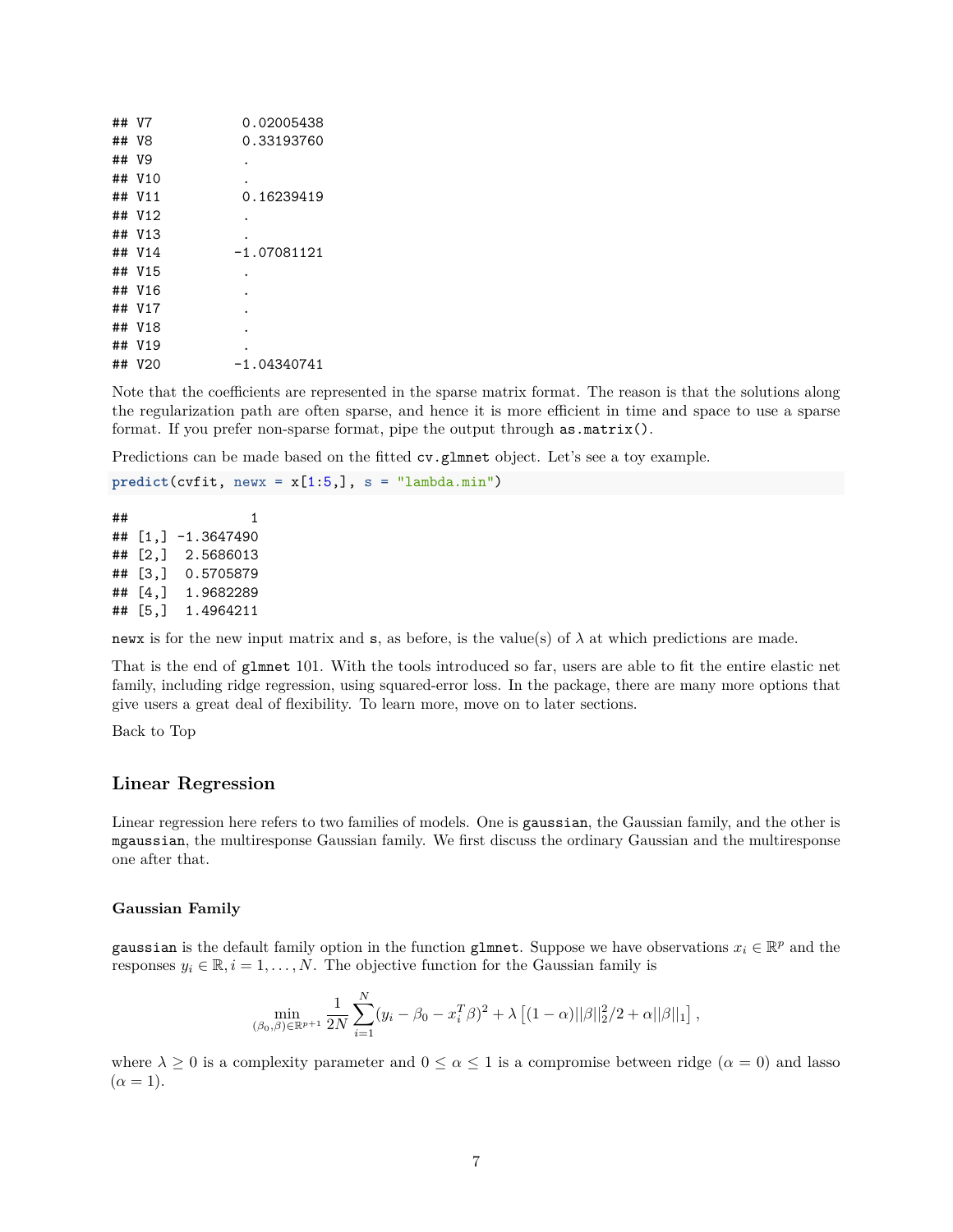```
## V7           0.02005438
## V8           0.33193760
## V9            .
## V10           .
## V11          0.16239419
## V12           .
## V13           .
## V14         -1.07081121
## V15           .
## V16           .
## V17           .
## V18           .
## V19           .
## V20         -1.04340741
```

Note that the coefficients are represented in the sparse matrix format. The reason is that the solutions along the regularization path are often sparse, and hence it is more efficient in time and space to use a sparse format. If you prefer non-sparse format, pipe the output through `as.matrix()`.

Predictions can be made based on the fitted `cv.glmnet` object. Let's see a toy example.

```
predict(cvfit, newx = x[1:5,], s = "lambda.min")
```

```
##              1
## [1,] -1.3647490
## [2,]  2.5686013
## [3,]  0.5705879
## [4,]  1.9682289
## [5,]  1.4964211
```

`newx` is for the new input matrix and `s`, as before, is the value(s) of $\lambda$ at which predictions are made.

That is the end of `glmnet` 101. With the tools introduced so far, users are able to fit the entire elastic net family, including ridge regression, using squared-error loss. In the package, there are many more options that give users a great deal of flexibility. To learn more, move on to later sections.

Back to Top

## Linear Regression

Linear regression here refers to two families of models. One is `gaussian`, the Gaussian family, and the other is `mgaussian`, the multiresponse Gaussian family. We first discuss the ordinary Gaussian and the multiresponse one after that.

### Gaussian Family

`gaussian` is the default family option in the function `glmnet`. Suppose we have observations $x_i \in \mathbb{R}^p$ and the responses $y_i \in \mathbb{R}, i = 1, \ldots, N$. The objective function for the Gaussian family is

$$\min_{(\beta_0, \beta) \in \mathbb{R}^{p+1}} \frac{1}{2N} \sum_{i=1}^{N} (y_i - \beta_0 - x_i^T \beta)^2 + \lambda \left[ (1-\alpha) ||\beta||_2^2 / 2 + \alpha ||\beta||_1 \right],$$

where $\lambda \geq 0$ is a complexity parameter and $0 \leq \alpha \leq 1$ is a compromise between ridge ($\alpha = 0$) and lasso ($\alpha = 1$).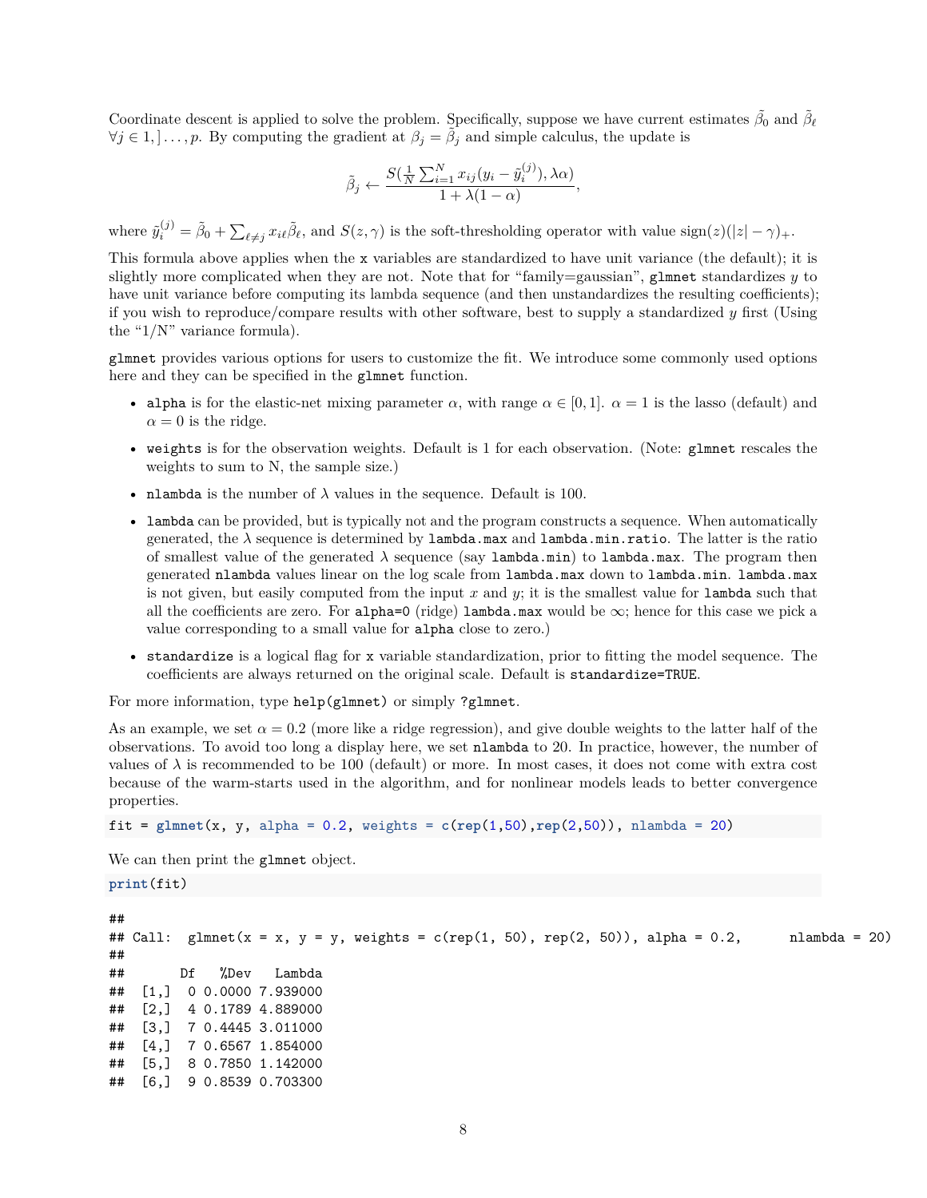Coordinate descent is applied to solve the problem. Specifically, suppose we have current estimates $\tilde{\beta}_0$ and $\tilde{\beta}_\ell$ $\forall j \in 1,] \ldots, p$. By computing the gradient at $\beta_j = \tilde{\beta}_j$ and simple calculus, the update is

$$\tilde{\beta}_j \leftarrow \frac{S(\frac{1}{N}\sum_{i=1}^N x_{ij}(y_i - \tilde{y}_i^{(j)}), \lambda\alpha)}{1 + \lambda(1-\alpha)},$$

where $\tilde{y}_i^{(j)} = \tilde{\beta}_0 + \sum_{\ell \neq j} x_{i\ell}\tilde{\beta}_\ell$, and $S(z, \gamma)$ is the soft-thresholding operator with value $\text{sign}(z)(|z| - \gamma)_+$.

This formula above applies when the `x` variables are standardized to have unit variance (the default); it is slightly more complicated when they are not. Note that for "family=gaussian", `glmnet` standardizes $y$ to have unit variance before computing its lambda sequence (and then unstandardizes the resulting coefficients); if you wish to reproduce/compare results with other software, best to supply a standardized $y$ first (Using the "1/N" variance formula).

`glmnet` provides various options for users to customize the fit. We introduce some commonly used options here and they can be specified in the `glmnet` function.

- `alpha` is for the elastic-net mixing parameter $\alpha$, with range $\alpha \in [0, 1]$. $\alpha = 1$ is the lasso (default) and $\alpha = 0$ is the ridge.
- `weights` is for the observation weights. Default is 1 for each observation. (Note: `glmnet` rescales the weights to sum to N, the sample size.)
- `nlambda` is the number of $\lambda$ values in the sequence. Default is 100.
- `lambda` can be provided, but is typically not and the program constructs a sequence. When automatically generated, the $\lambda$ sequence is determined by `lambda.max` and `lambda.min.ratio`. The latter is the ratio of smallest value of the generated $\lambda$ sequence (say `lambda.min`) to `lambda.max`. The program then generated `nlambda` values linear on the log scale from `lambda.max` down to `lambda.min`. `lambda.max` is not given, but easily computed from the input $x$ and $y$; it is the smallest value for `lambda` such that all the coefficients are zero. For `alpha=0` (ridge) `lambda.max` would be $\infty$; hence for this case we pick a value corresponding to a small value for `alpha` close to zero.)
- `standardize` is a logical flag for `x` variable standardization, prior to fitting the model sequence. The coefficients are always returned on the original scale. Default is `standardize=TRUE`.

For more information, type `help(glmnet)` or simply `?glmnet`.

As an example, we set $\alpha = 0.2$ (more like a ridge regression), and give double weights to the latter half of the observations. To avoid too long a display here, we set `nlambda` to 20. In practice, however, the number of values of $\lambda$ is recommended to be 100 (default) or more. In most cases, it does not come with extra cost because of the warm-starts used in the algorithm, and for nonlinear models leads to better convergence properties.

```
fit = glmnet(x, y, alpha = 0.2, weights = c(rep(1,50),rep(2,50)), nlambda = 20)
```

We can then print the `glmnet` object.

```
print(fit)
```

```
##
## Call:  glmnet(x = x, y = y, weights = c(rep(1, 50), rep(2, 50)), alpha = 0.2,      nlambda = 20)
##
##       Df   %Dev   Lambda
##  [1,]  0 0.0000 7.939000
##  [2,]  4 0.1789 4.889000
##  [3,]  7 0.4445 3.011000
##  [4,]  7 0.6567 1.854000
##  [5,]  8 0.7850 1.142000
##  [6,]  9 0.8539 0.703300
```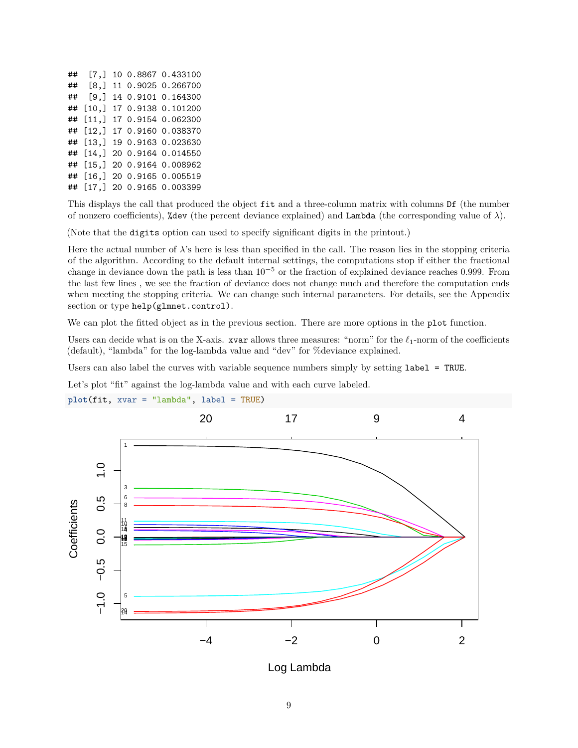```
##  [7,] 10 0.8867 0.433100
##  [8,] 11 0.9025 0.266700
##  [9,] 14 0.9101 0.164300
## [10,] 17 0.9138 0.101200
## [11,] 17 0.9154 0.062300
## [12,] 17 0.9160 0.038370
## [13,] 19 0.9163 0.023630
## [14,] 20 0.9164 0.014550
## [15,] 20 0.9164 0.008962
## [16,] 20 0.9165 0.005519
## [17,] 20 0.9165 0.003399
```

This displays the call that produced the object `fit` and a three-column matrix with columns `Df` (the number of nonzero coefficients), `%dev` (the percent deviance explained) and `Lambda` (the corresponding value of $\lambda$).

(Note that the `digits` option can used to specify significant digits in the printout.)

Here the actual number of $\lambda$'s here is less than specified in the call. The reason lies in the stopping criteria of the algorithm. According to the default internal settings, the computations stop if either the fractional change in deviance down the path is less than $10^{-5}$ or the fraction of explained deviance reaches 0.999. From the last few lines , we see the fraction of deviance does not change much and therefore the computation ends when meeting the stopping criteria. We can change such internal parameters. For details, see the Appendix section or type `help(glmnet.control)`.

We can plot the fitted object as in the previous section. There are more options in the `plot` function.

Users can decide what is on the X-axis. `xvar` allows three measures: "norm" for the $\ell_1$-norm of the coefficients (default), "lambda" for the log-lambda value and "dev" for %deviance explained.

Users can also label the curves with variable sequence numbers simply by setting `label = TRUE`.

Let's plot "fit" against the log-lambda value and with each curve labeled.

```
plot(fit, xvar = "lambda", label = TRUE)
```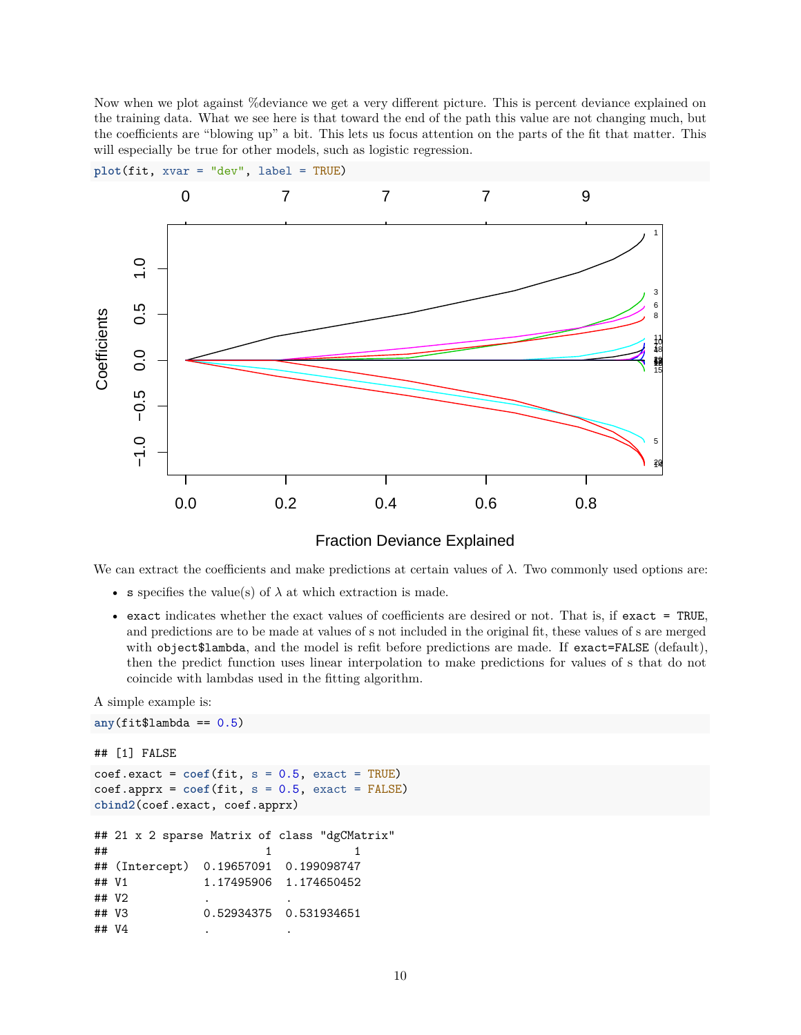Now when we plot against %deviance we get a very different picture. This is percent deviance explained on the training data. What we see here is that toward the end of the path this value are not changing much, but the coefficients are "blowing up" a bit. This lets us focus attention on the parts of the fit that matter. This will especially be true for other models, such as logistic regression.

```
plot(fit, xvar = "dev", label = TRUE)
```

We can extract the coefficients and make predictions at certain values of $\lambda$. Two commonly used options are:

- `s` specifies the value(s) of $\lambda$ at which extraction is made.
- `exact` indicates whether the exact values of coefficients are desired or not. That is, if `exact = TRUE`, and predictions are to be made at values of s not included in the original fit, these values of s are merged with `object$lambda`, and the model is refit before predictions are made. If `exact=FALSE` (default), then the predict function uses linear interpolation to make predictions for values of s that do not coincide with lambdas used in the fitting algorithm.

A simple example is:

```
any(fit$lambda == 0.5)
```

```
## [1] FALSE
```

```
coef.exact = coef(fit, s = 0.5, exact = TRUE)
coef.apprx = coef(fit, s = 0.5, exact = FALSE)
cbind2(coef.exact, coef.apprx)
```

```
## 21 x 2 sparse Matrix of class "dgCMatrix"
##                      1           1
## (Intercept)  0.19657091  0.199098747
## V1           1.17495906  1.174650452
## V2           .           .
## V3           0.52934375  0.531934651
## V4           .           .
```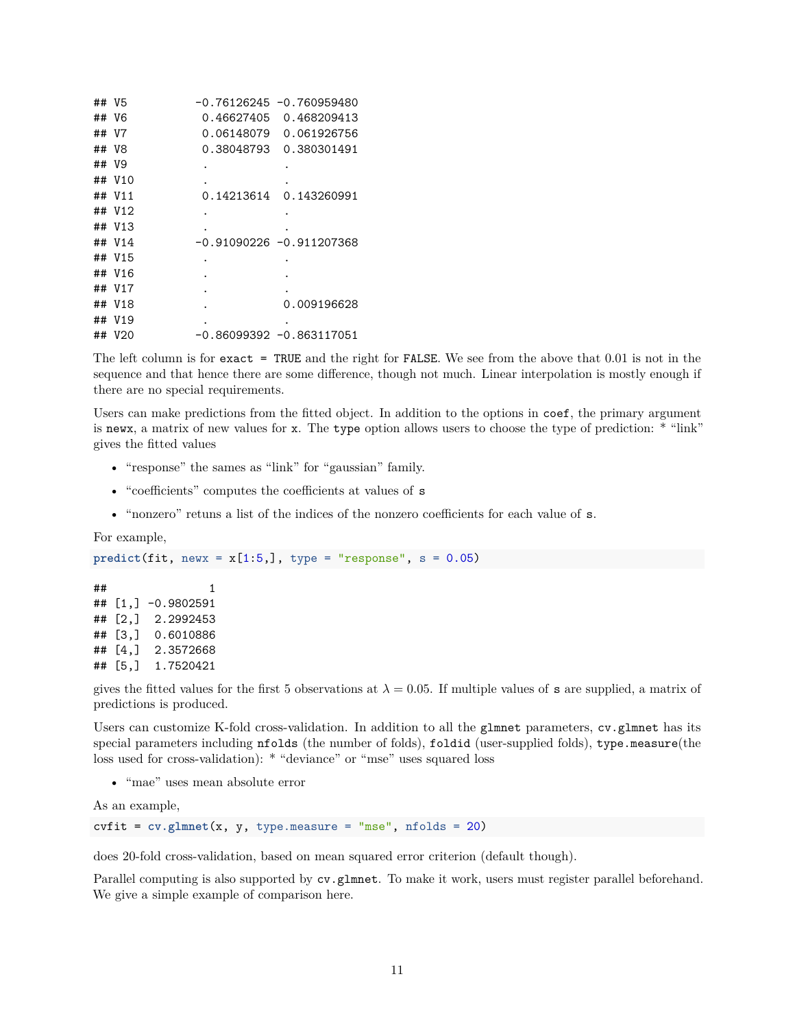```
## V5          -0.76126245 -0.760959480
## V6           0.46627405  0.468209413
## V7           0.06148079  0.061926756
## V8           0.38048793  0.380301491
## V9           .           .
## V10          .           .
## V11          0.14213614  0.143260991
## V12          .           .
## V13          .           .
## V14         -0.91090226 -0.911207368
## V15          .           .
## V16          .           .
## V17          .           .
## V18          .           0.009196628
## V19          .           .
## V20         -0.86099392 -0.863117051
```

The left column is for `exact = TRUE` and the right for `FALSE`. We see from the above that 0.01 is not in the sequence and that hence there are some difference, though not much. Linear interpolation is mostly enough if there are no special requirements.

Users can make predictions from the fitted object. In addition to the options in `coef`, the primary argument is `newx`, a matrix of new values for `x`. The `type` option allows users to choose the type of prediction: * "link" gives the fitted values

- "response" the sames as "link" for "gaussian" family.
- "coefficients" computes the coefficients at values of `s`
- "nonzero" retuns a list of the indices of the nonzero coefficients for each value of `s`.

For example,

```r
predict(fit, newx = x[1:5,], type = "response", s = 0.05)
```

```
##               1
## [1,] -0.9802591
## [2,]  2.2992453
## [3,]  0.6010886
## [4,]  2.3572668
## [5,]  1.7520421
```

gives the fitted values for the first 5 observations at $\lambda = 0.05$. If multiple values of `s` are supplied, a matrix of predictions is produced.

Users can customize K-fold cross-validation. In addition to all the `glmnet` parameters, `cv.glmnet` has its special parameters including `nfolds` (the number of folds), `foldid` (user-supplied folds), `type.measure`(the loss used for cross-validation): * "deviance" or "mse" uses squared loss

- "mae" uses mean absolute error

As an example,

```r
cvfit = cv.glmnet(x, y, type.measure = "mse", nfolds = 20)
```

does 20-fold cross-validation, based on mean squared error criterion (default though).

Parallel computing is also supported by `cv.glmnet`. To make it work, users must register parallel beforehand. We give a simple example of comparison here.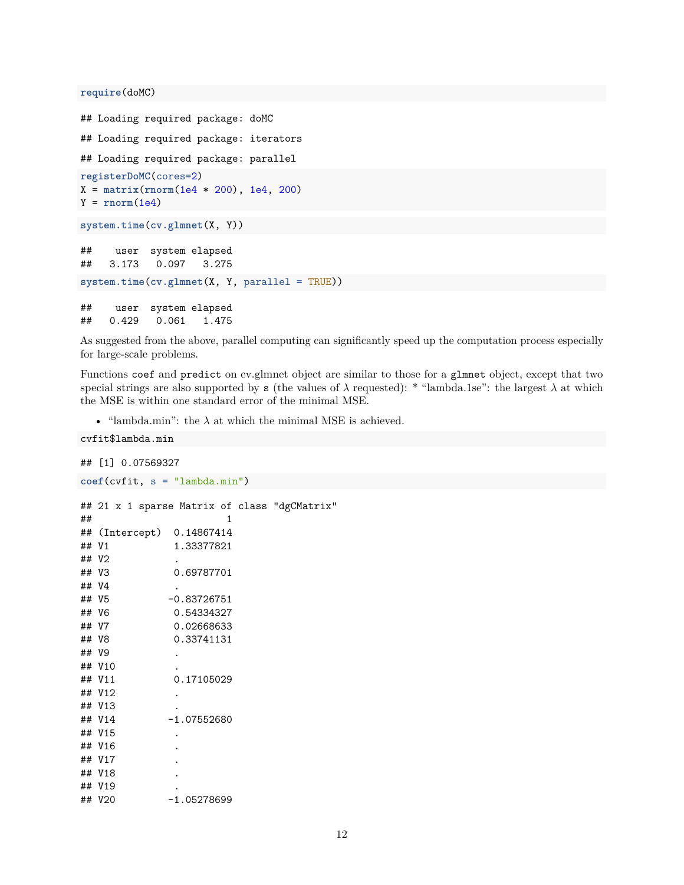```r
require(doMC)
```

```
## Loading required package: doMC
## Loading required package: iterators
## Loading required package: parallel
```

```r
registerDoMC(cores=2)
X = matrix(rnorm(1e4 * 200), 1e4, 200)
Y = rnorm(1e4)
```

```r
system.time(cv.glmnet(X, Y))
```

```
##    user  system elapsed
##   3.173   0.097   3.275
```

```r
system.time(cv.glmnet(X, Y, parallel = TRUE))
```

```
##    user  system elapsed
##   0.429   0.061   1.475
```

As suggested from the above, parallel computing can significantly speed up the computation process especially for large-scale problems.

Functions `coef` and `predict` on cv.glmnet object are similar to those for a `glmnet` object, except that two special strings are also supported by `s` (the values of $\lambda$ requested): * "lambda.1se": the largest $\lambda$ at which the MSE is within one standard error of the minimal MSE.

- "lambda.min": the $\lambda$ at which the minimal MSE is achieved.

```r
cvfit$lambda.min
```

```
## [1] 0.07569327
```

```r
coef(cvfit, s = "lambda.min")
```

```
## 21 x 1 sparse Matrix of class "dgCMatrix"
##                       1
## (Intercept)  0.14867414
## V1           1.33377821
## V2           .
## V3           0.69787701
## V4           .
## V5          -0.83726751
## V6           0.54334327
## V7           0.02668633
## V8           0.33741131
## V9           .
## V10          .
## V11          0.17105029
## V12          .
## V13          .
## V14         -1.07552680
## V15          .
## V16          .
## V17          .
## V18          .
## V19          .
## V20         -1.05278699
```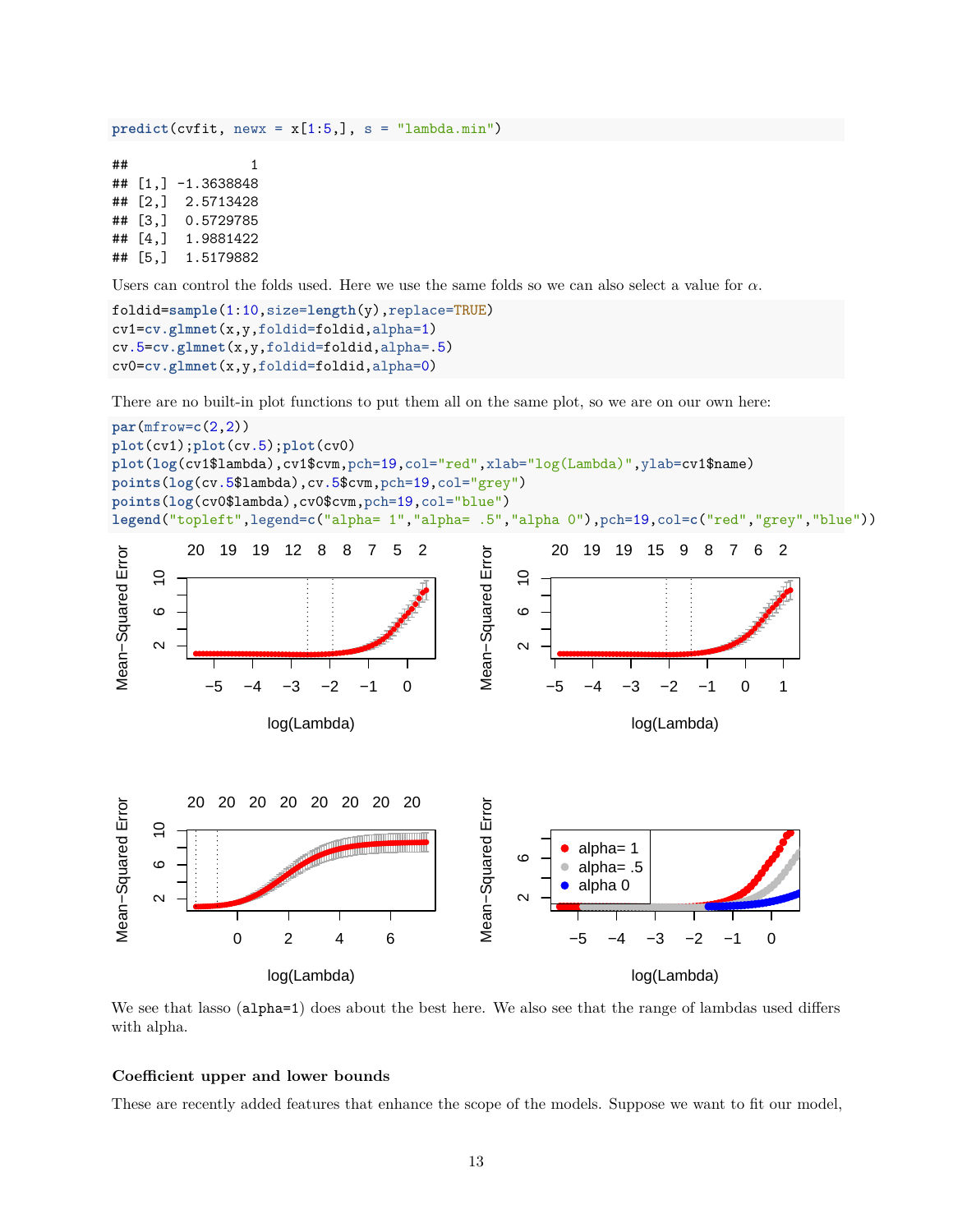```r
predict(cvfit, newx = x[1:5,], s = "lambda.min")
```

```
##              1
## [1,] -1.3638848
## [2,]  2.5713428
## [3,]  0.5729785
## [4,]  1.9881422
## [5,]  1.5179882
```

Users can control the folds used. Here we use the same folds so we can also select a value for $\alpha$.

```r
foldid=sample(1:10,size=length(y),replace=TRUE)
cv1=cv.glmnet(x,y,foldid=foldid,alpha=1)
cv.5=cv.glmnet(x,y,foldid=foldid,alpha=.5)
cv0=cv.glmnet(x,y,foldid=foldid,alpha=0)
```

There are no built-in plot functions to put them all on the same plot, so we are on our own here:

```r
par(mfrow=c(2,2))
plot(cv1);plot(cv.5);plot(cv0)
plot(log(cv1$lambda),cv1$cvm,pch=19,col="red",xlab="log(Lambda)",ylab=cv1$name)
points(log(cv.5$lambda),cv.5$cvm,pch=19,col="grey")
points(log(cv0$lambda),cv0$cvm,pch=19,col="blue")
legend("topleft",legend=c("alpha= 1","alpha= .5","alpha 0"),pch=19,col=c("red","grey","blue"))
```

We see that lasso (`alpha=1`) does about the best here. We also see that the range of lambdas used differs with alpha.

### Coefficient upper and lower bounds

These are recently added features that enhance the scope of the models. Suppose we want to fit our model,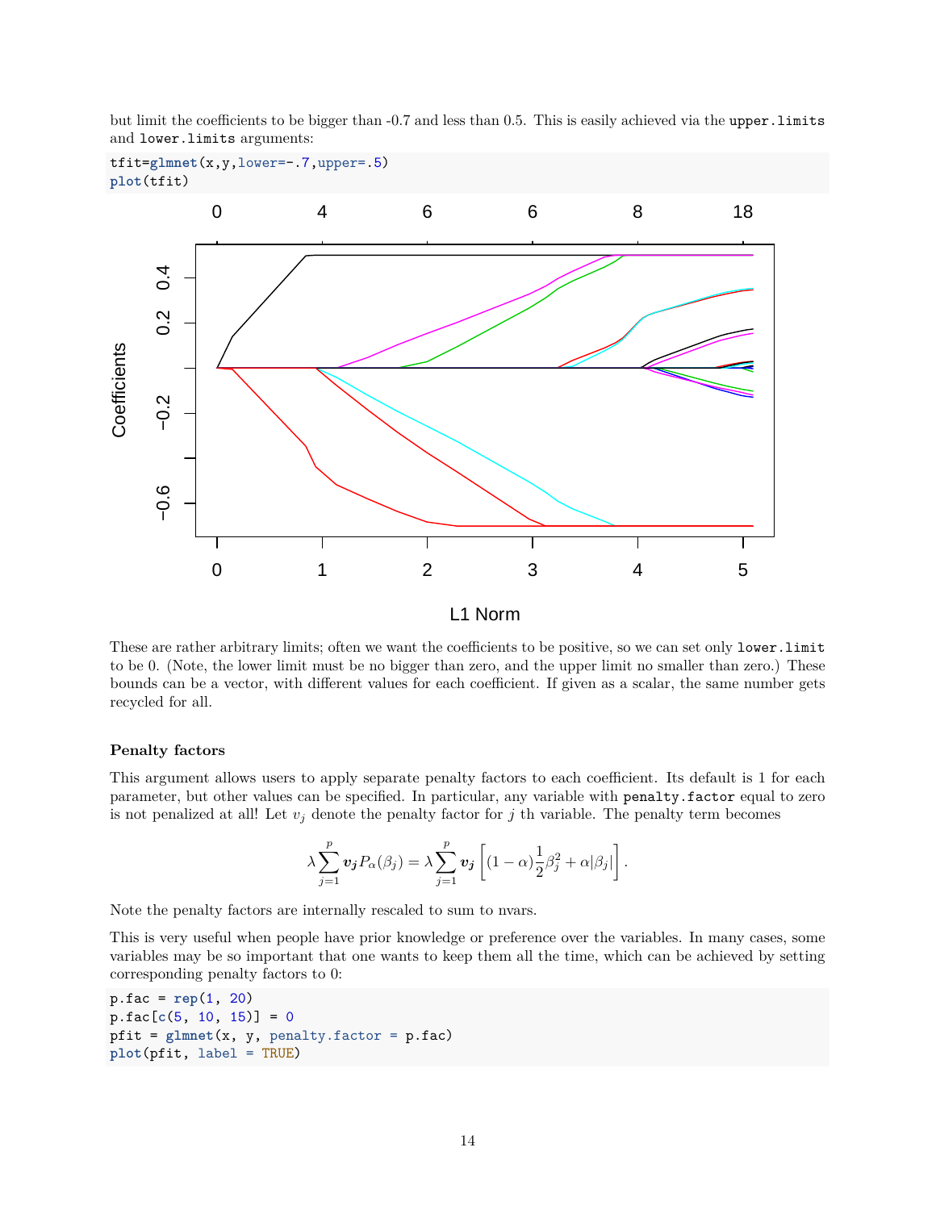but limit the coefficients to be bigger than -0.7 and less than 0.5. This is easily achieved via the `upper.limits` and `lower.limits` arguments:

```
tfit=glmnet(x,y,lower=-.7,upper=.5)
plot(tfit)
```

These are rather arbitrary limits; often we want the coefficients to be positive, so we can set only `lower.limit` to be 0. (Note, the lower limit must be no bigger than zero, and the upper limit no smaller than zero.) These bounds can be a vector, with different values for each coefficient. If given as a scalar, the same number gets recycled for all.

#### Penalty factors

This argument allows users to apply separate penalty factors to each coefficient. Its default is 1 for each parameter, but other values can be specified. In particular, any variable with `penalty.factor` equal to zero is not penalized at all! Let $v_j$ denote the penalty factor for $j$ th variable. The penalty term becomes

$$\lambda \sum_{j=1}^{p} \boldsymbol{v_j} P_\alpha(\beta_j) = \lambda \sum_{j=1}^{p} \boldsymbol{v_j} \left[ (1-\alpha)\frac{1}{2}\beta_j^2 + \alpha|\beta_j| \right].$$

Note the penalty factors are internally rescaled to sum to nvars.

This is very useful when people have prior knowledge or preference over the variables. In many cases, some variables may be so important that one wants to keep them all the time, which can be achieved by setting corresponding penalty factors to 0:

```
p.fac = rep(1, 20)
p.fac[c(5, 10, 15)] = 0
pfit = glmnet(x, y, penalty.factor = p.fac)
plot(pfit, label = TRUE)
```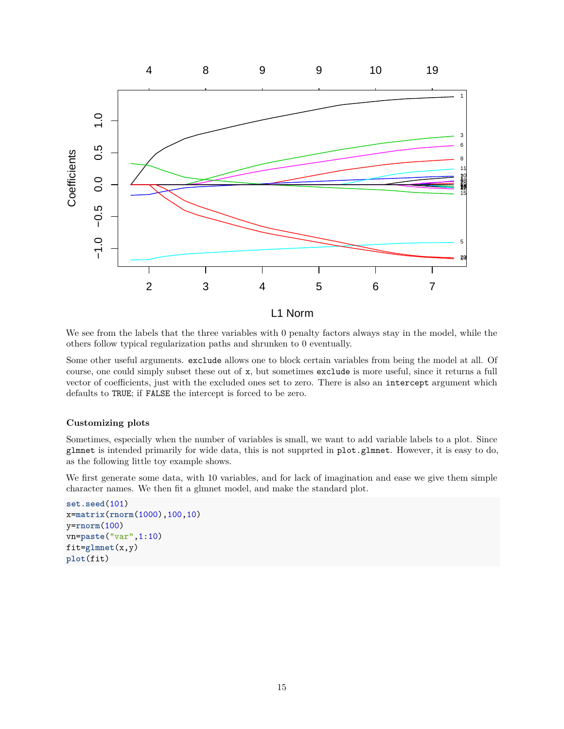We see from the labels that the three variables with 0 penalty factors always stay in the model, while the others follow typical regularization paths and shrunken to 0 eventually.

Some other useful arguments. `exclude` allows one to block certain variables from being the model at all. Of course, one could simply subset these out of `x`, but sometimes `exclude` is more useful, since it returns a full vector of coefficients, just with the excluded ones set to zero. There is also an `intercept` argument which defaults to `TRUE`; if `FALSE` the intercept is forced to be zero.

### Customizing plots

Sometimes, especially when the number of variables is small, we want to add variable labels to a plot. Since `glmnet` is intended primarily for wide data, this is not supprted in `plot.glmnet`. However, it is easy to do, as the following little toy example shows.

We first generate some data, with 10 variables, and for lack of imagination and ease we give them simple character names. We then fit a glmnet model, and make the standard plot.

```
set.seed(101)
x=matrix(rnorm(1000),100,10)
y=rnorm(100)
vn=paste("var",1:10)
fit=glmnet(x,y)
plot(fit)
```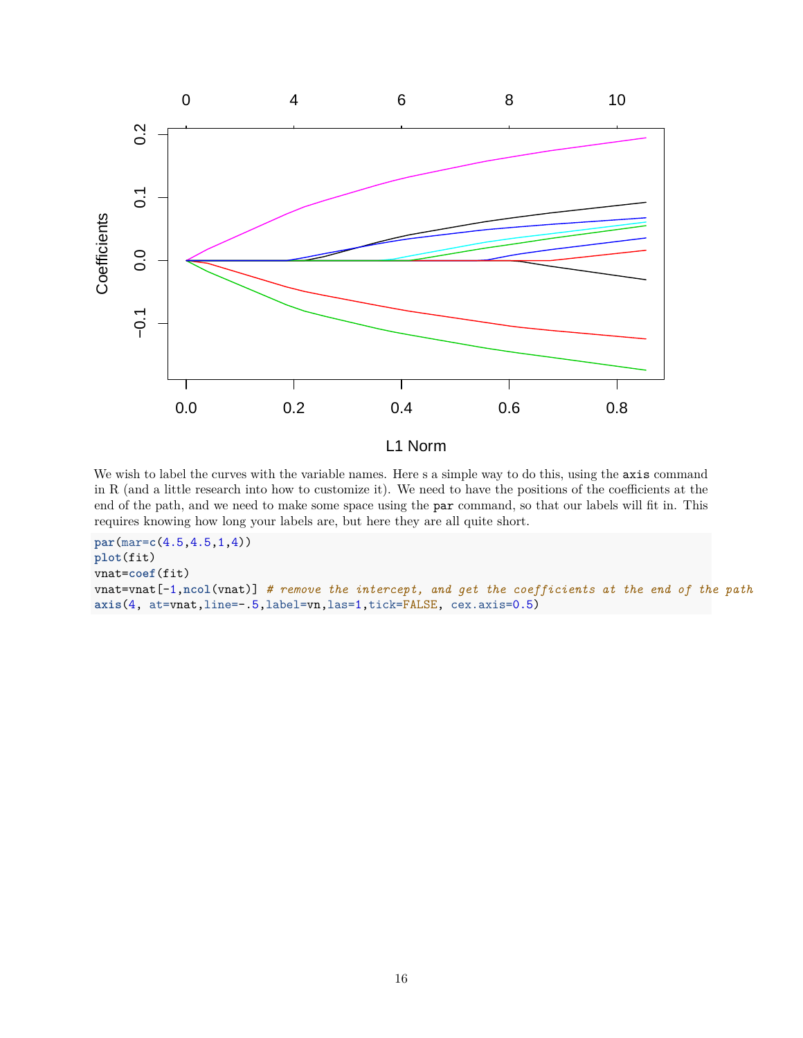We wish to label the curves with the variable names. Here s a simple way to do this, using the `axis` command in R (and a little research into how to customize it). We need to have the positions of the coefficients at the end of the path, and we need to make some space using the `par` command, so that our labels will fit in. This requires knowing how long your labels are, but here they are all quite short.

```
par(mar=c(4.5,4.5,1,4))
plot(fit)
vnat=coef(fit)
vnat=vnat[-1,ncol(vnat)] # remove the intercept, and get the coefficients at the end of the path
axis(4, at=vnat,line=-.5,label=vn,las=1,tick=FALSE, cex.axis=0.5)
```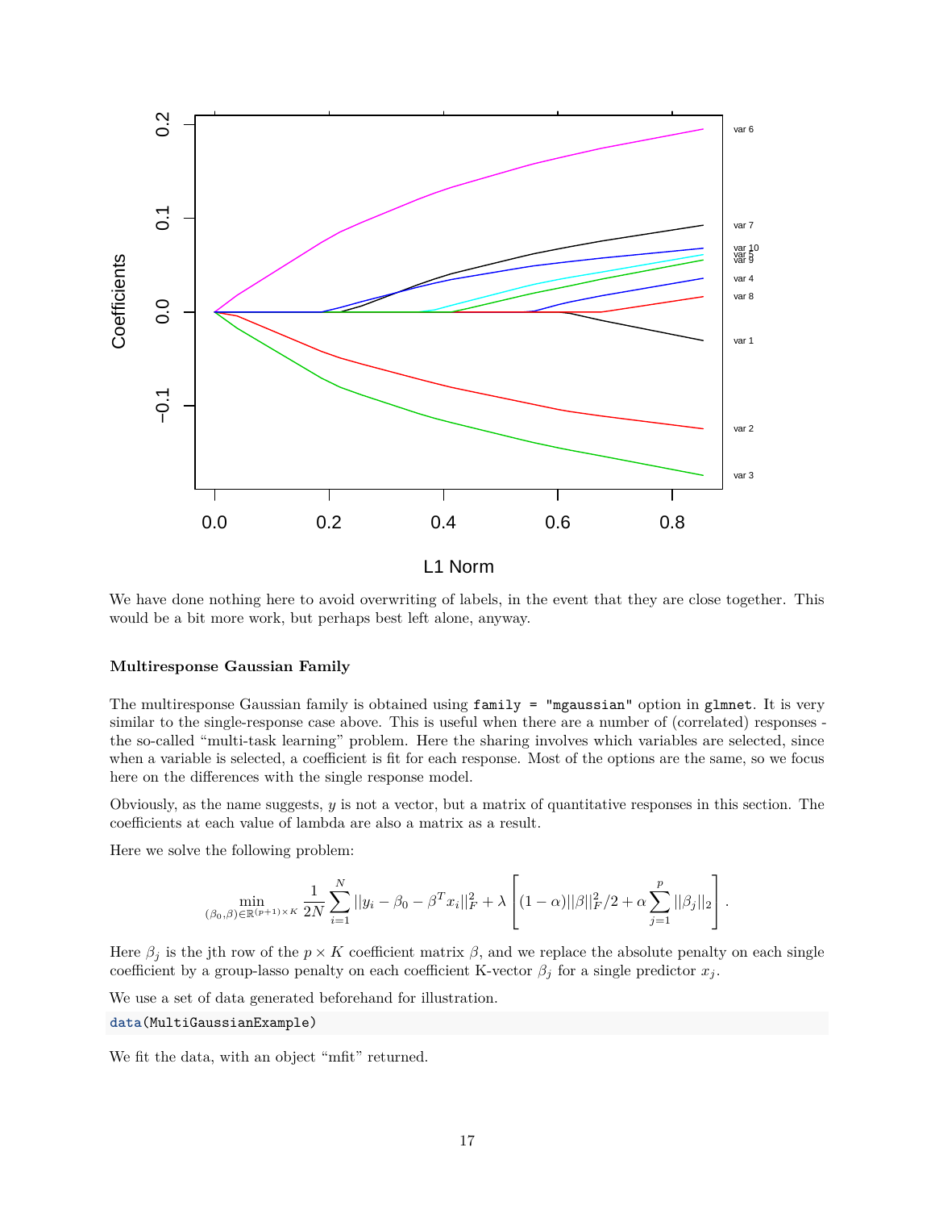We have done nothing here to avoid overwriting of labels, in the event that they are close together. This would be a bit more work, but perhaps best left alone, anyway.

**Multiresponse Gaussian Family**

The multiresponse Gaussian family is obtained using `family = "mgaussian"` option in `glmnet`. It is very similar to the single-response case above. This is useful when there are a number of (correlated) responses - the so-called "multi-task learning" problem. Here the sharing involves which variables are selected, since when a variable is selected, a coefficient is fit for each response. Most of the options are the same, so we focus here on the differences with the single response model.

Obviously, as the name suggests, $y$ is not a vector, but a matrix of quantitative responses in this section. The coefficients at each value of lambda are also a matrix as a result.

Here we solve the following problem:

$$\min_{(\beta_0,\beta)\in\mathbb{R}^{(p+1)\times K}} \frac{1}{2N}\sum_{i=1}^{N} ||y_i - \beta_0 - \beta^T x_i||_F^2 + \lambda\left[(1-\alpha)||\beta||_F^2/2 + \alpha\sum_{j=1}^{p}||\beta_j||_2\right].$$

Here $\beta_j$ is the jth row of the $p \times K$ coefficient matrix $\beta$, and we replace the absolute penalty on each single coefficient by a group-lasso penalty on each coefficient K-vector $\beta_j$ for a single predictor $x_j$.

We use a set of data generated beforehand for illustration.

```
data(MultiGaussianExample)
```

We fit the data, with an object "mfit" returned.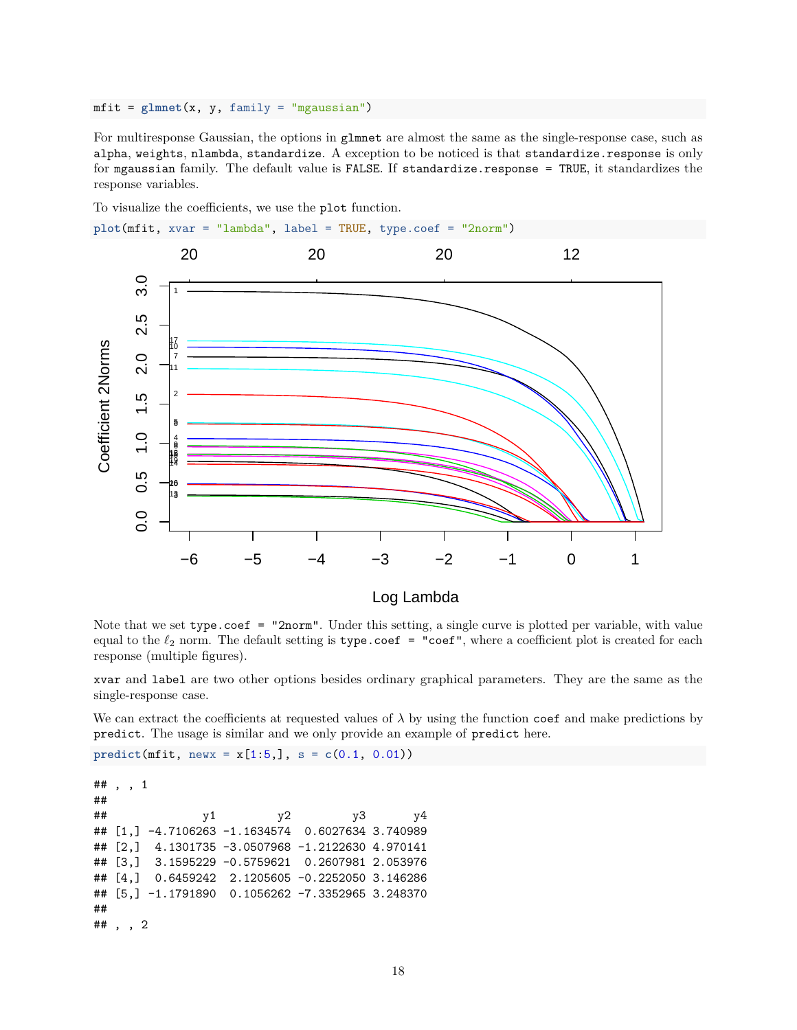```r
mfit = glmnet(x, y, family = "mgaussian")
```

For multiresponse Gaussian, the options in `glmnet` are almost the same as the single-response case, such as `alpha`, `weights`, `nlambda`, `standardize`. A exception to be noticed is that `standardize.response` is only for `mgaussian` family. The default value is `FALSE`. If `standardize.response = TRUE`, it standardizes the response variables.

To visualize the coefficients, we use the `plot` function.

```r
plot(mfit, xvar = "lambda", label = TRUE, type.coef = "2norm")
```

Note that we set `type.coef = "2norm"`. Under this setting, a single curve is plotted per variable, with value equal to the $\ell_2$ norm. The default setting is `type.coef = "coef"`, where a coefficient plot is created for each response (multiple figures).

`xvar` and `label` are two other options besides ordinary graphical parameters. They are the same as the single-response case.

We can extract the coefficients at requested values of $\lambda$ by using the function `coef` and make predictions by `predict`. The usage is similar and we only provide an example of `predict` here.

```r
predict(mfit, newx = x[1:5,], s = c(0.1, 0.01))
```

```
## , , 1
##
##              y1         y2         y3       y4
## [1,] -4.7106263 -1.1634574  0.6027634 3.740989
## [2,]  4.1301735 -3.0507968 -1.2122630 4.970141
## [3,]  3.1595229 -0.5759621  0.2607981 2.053976
## [4,]  0.6459242  2.1205605 -0.2252050 3.146286
## [5,] -1.1791890  0.1056262 -7.3352965 3.248370
##
## , , 2
```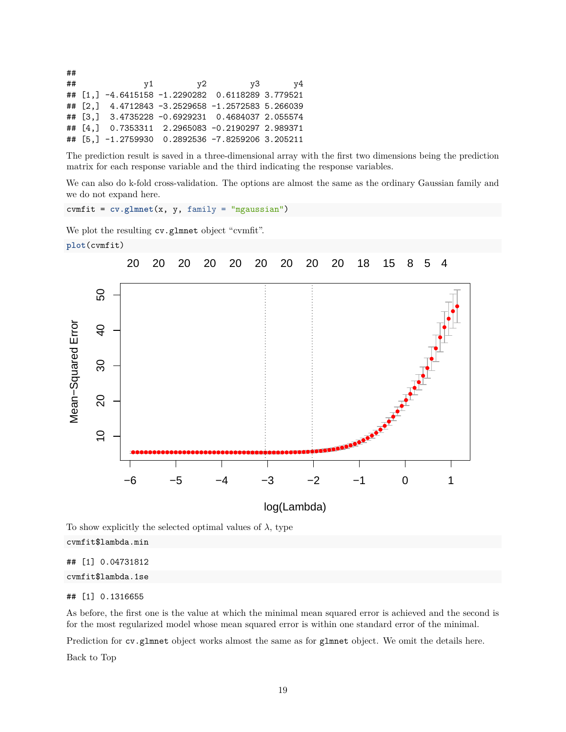```
##
##              y1         y2         y3       y4
## [1,] -4.6415158 -1.2290282  0.6118289 3.779521
## [2,]  4.4712843 -3.2529658 -1.2572583 5.266039
## [3,]  3.4735228 -0.6929231  0.4684037 2.055574
## [4,]  0.7353311  2.2965083 -0.2190297 2.989371
## [5,] -1.2759930  0.2892536 -7.8259206 3.205211
```

The prediction result is saved in a three-dimensional array with the first two dimensions being the prediction matrix for each response variable and the third indicating the response variables.

We can also do k-fold cross-validation. The options are almost the same as the ordinary Gaussian family and we do not expand here.

```
cvmfit = cv.glmnet(x, y, family = "mgaussian")
```

We plot the resulting `cv.glmnet` object "cvmfit".

```
plot(cvmfit)
```

To show explicitly the selected optimal values of $\lambda$, type

```
cvmfit$lambda.min
```

```
## [1] 0.04731812
```

```
cvmfit$lambda.1se
```

```
## [1] 0.1316655
```

As before, the first one is the value at which the minimal mean squared error is achieved and the second is for the most regularized model whose mean squared error is within one standard error of the minimal.

Prediction for `cv.glmnet` object works almost the same as for `glmnet` object. We omit the details here.

Back to Top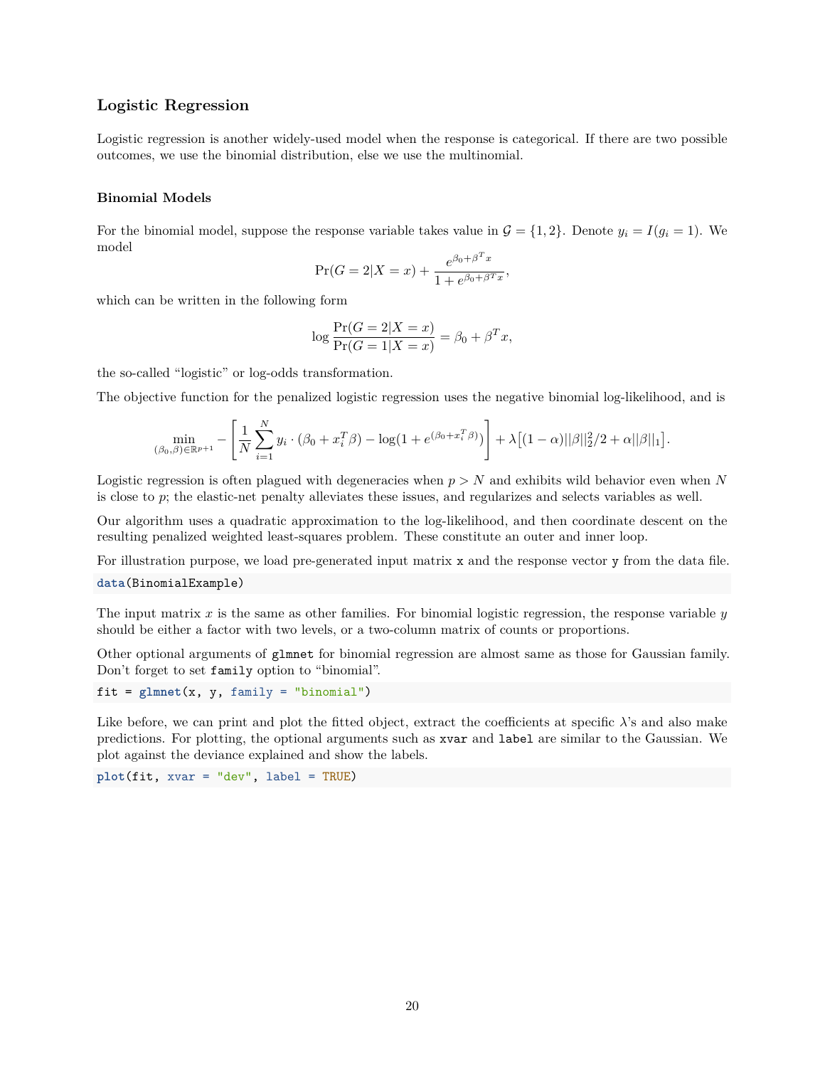## Logistic Regression

Logistic regression is another widely-used model when the response is categorical. If there are two possible outcomes, we use the binomial distribution, else we use the multinomial.

### Binomial Models

For the binomial model, suppose the response variable takes value in $\mathcal{G} = \{1, 2\}$. Denote $y_i = I(g_i = 1)$. We model

$$\Pr(G = 2|X = x) + \frac{e^{\beta_0 + \beta^T x}}{1 + e^{\beta_0 + \beta^T x}},$$

which can be written in the following form

$$\log \frac{\Pr(G = 2|X = x)}{\Pr(G = 1|X = x)} = \beta_0 + \beta^T x,$$

the so-called "logistic" or log-odds transformation.

The objective function for the penalized logistic regression uses the negative binomial log-likelihood, and is

$$\min_{(\beta_0, \beta) \in \mathbb{R}^{p+1}} -\left[\frac{1}{N} \sum_{i=1}^{N} y_i \cdot (\beta_0 + x_i^T \beta) - \log(1 + e^{(\beta_0 + x_i^T \beta)})\right] + \lambda \big[(1 - \alpha)||\beta||_2^2/2 + \alpha||\beta||_1\big].$$

Logistic regression is often plagued with degeneracies when $p > N$ and exhibits wild behavior even when $N$ is close to $p$; the elastic-net penalty alleviates these issues, and regularizes and selects variables as well.

Our algorithm uses a quadratic approximation to the log-likelihood, and then coordinate descent on the resulting penalized weighted least-squares problem. These constitute an outer and inner loop.

For illustration purpose, we load pre-generated input matrix `x` and the response vector `y` from the data file.

```
data(BinomialExample)
```

The input matrix $x$ is the same as other families. For binomial logistic regression, the response variable $y$ should be either a factor with two levels, or a two-column matrix of counts or proportions.

Other optional arguments of `glmnet` for binomial regression are almost same as those for Gaussian family. Don't forget to set `family` option to "binomial".

```
fit = glmnet(x, y, family = "binomial")
```

Like before, we can print and plot the fitted object, extract the coefficients at specific $\lambda$'s and also make predictions. For plotting, the optional arguments such as `xvar` and `label` are similar to the Gaussian. We plot against the deviance explained and show the labels.

```
plot(fit, xvar = "dev", label = TRUE)
```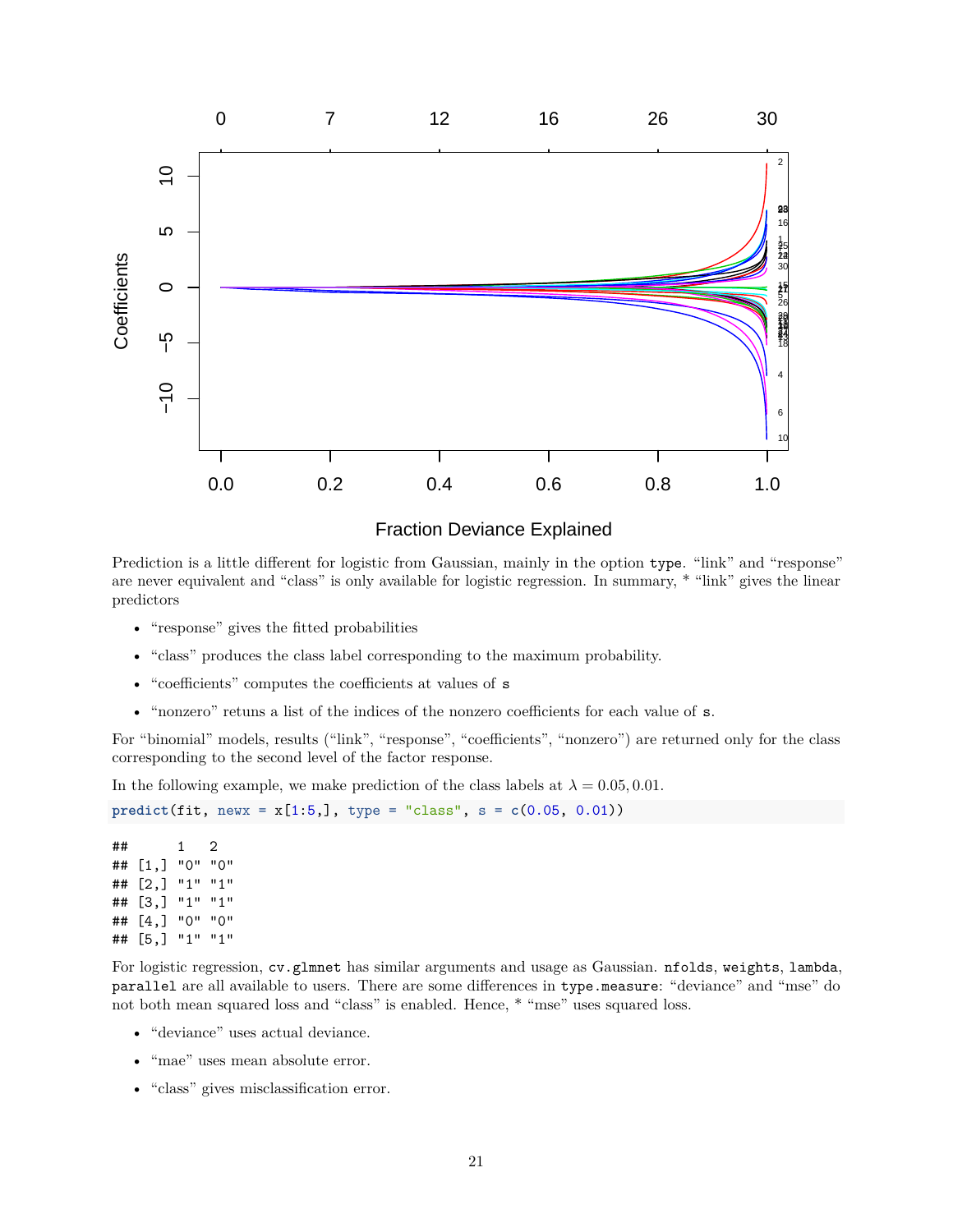Prediction is a little different for logistic from Gaussian, mainly in the option `type`. "link" and "response" are never equivalent and "class" is only available for logistic regression. In summary, * "link" gives the linear predictors

- "response" gives the fitted probabilities
- "class" produces the class label corresponding to the maximum probability.
- "coefficients" computes the coefficients at values of `s`
- "nonzero" retuns a list of the indices of the nonzero coefficients for each value of `s`.

For "binomial" models, results ("link", "response", "coefficients", "nonzero") are returned only for the class corresponding to the second level of the factor response.

In the following example, we make prediction of the class labels at $\lambda = 0.05, 0.01$.

```
predict(fit, newx = x[1:5,], type = "class", s = c(0.05, 0.01))
```

```
##      1   2
## [1,] "0" "0"
## [2,] "1" "1"
## [3,] "1" "1"
## [4,] "0" "0"
## [5,] "1" "1"
```

For logistic regression, `cv.glmnet` has similar arguments and usage as Gaussian. `nfolds`, `weights`, `lambda`, `parallel` are all available to users. There are some differences in `type.measure`: "deviance" and "mse" do not both mean squared loss and "class" is enabled. Hence, * "mse" uses squared loss.

- "deviance" uses actual deviance.
- "mae" uses mean absolute error.
- "class" gives misclassification error.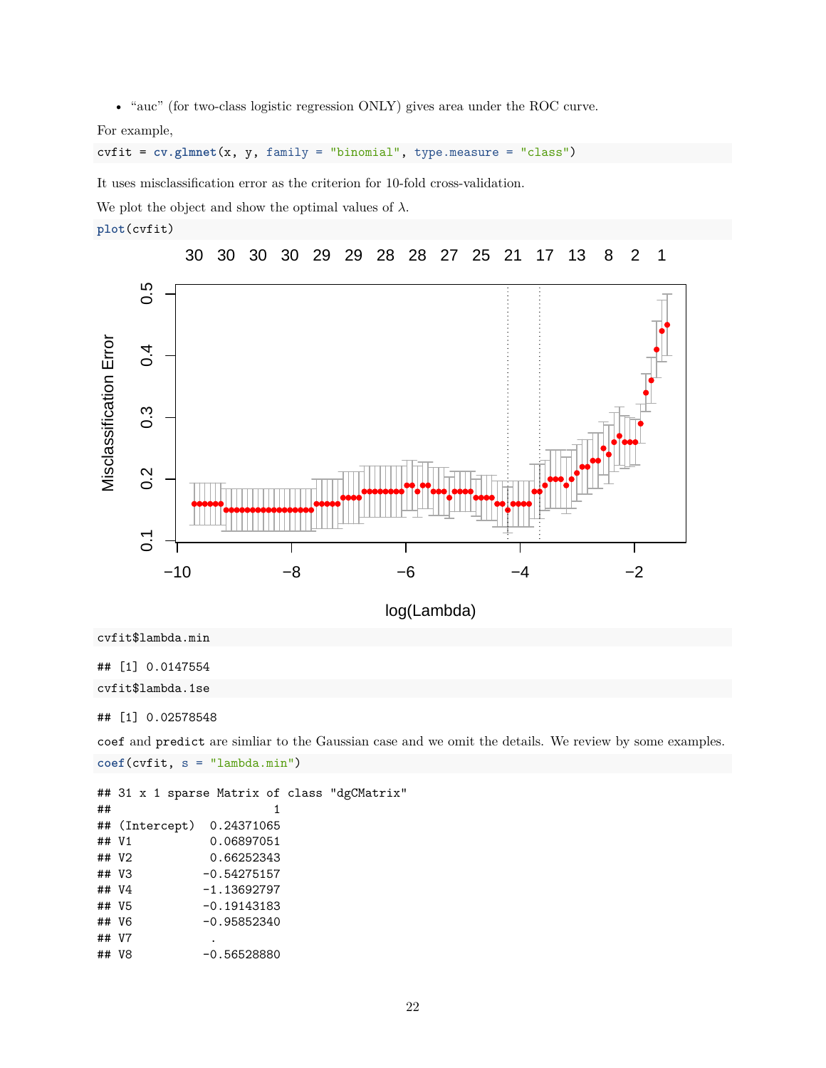- "auc" (for two-class logistic regression ONLY) gives area under the ROC curve.

For example,

```
cvfit = cv.glmnet(x, y, family = "binomial", type.measure = "class")
```

It uses misclassification error as the criterion for 10-fold cross-validation.

We plot the object and show the optimal values of $\lambda$.

```
plot(cvfit)
```

```
cvfit$lambda.min
```

```
## [1] 0.0147554
```

```
cvfit$lambda.1se
```

```
## [1] 0.02578548
```

`coef` and `predict` are simliar to the Gaussian case and we omit the details. We review by some examples.

```
coef(cvfit, s = "lambda.min")
```

```
## 31 x 1 sparse Matrix of class "dgCMatrix"
##                      1
## (Intercept)  0.24371065
## V1           0.06897051
## V2           0.66252343
## V3          -0.54275157
## V4          -1.13692797
## V5          -0.19143183
## V6          -0.95852340
## V7           .
## V8          -0.56528880
```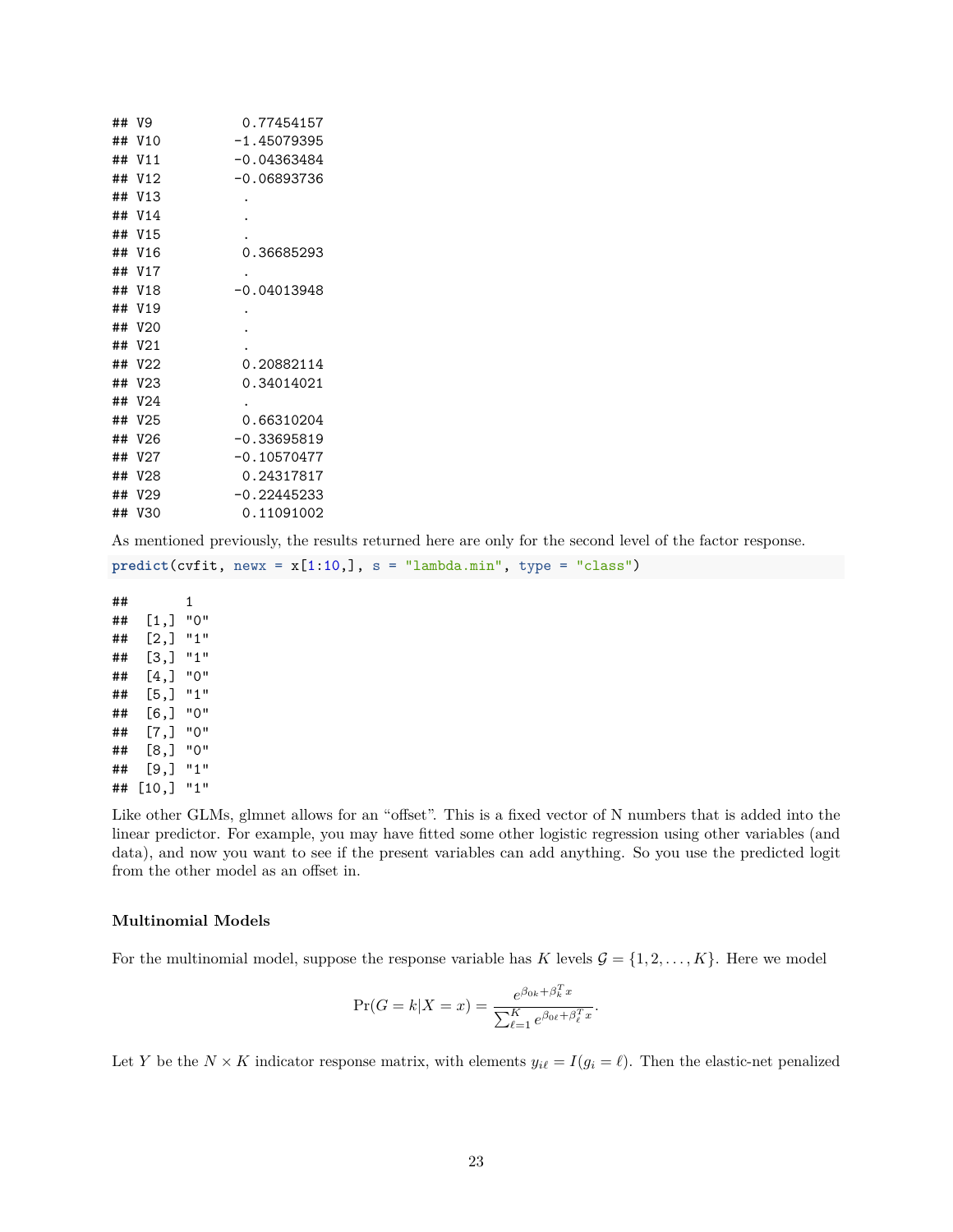```
## V9           0.77454157
## V10         -1.45079395
## V11         -0.04363484
## V12         -0.06893736
## V13          .
## V14          .
## V15          .
## V16          0.36685293
## V17          .
## V18         -0.04013948
## V19          .
## V20          .
## V21          .
## V22          0.20882114
## V23          0.34014021
## V24          .
## V25          0.66310204
## V26         -0.33695819
## V27         -0.10570477
## V28          0.24317817
## V29         -0.22445233
## V30          0.11091002
```

As mentioned previously, the results returned here are only for the second level of the factor response.

```r
predict(cvfit, newx = x[1:10,], s = "lambda.min", type = "class")
```

```
##       1
##  [1,] "0"
##  [2,] "1"
##  [3,] "1"
##  [4,] "0"
##  [5,] "1"
##  [6,] "0"
##  [7,] "0"
##  [8,] "0"
##  [9,] "1"
## [10,] "1"
```

Like other GLMs, glmnet allows for an "offset". This is a fixed vector of N numbers that is added into the linear predictor. For example, you may have fitted some other logistic regression using other variables (and data), and now you want to see if the present variables can add anything. So you use the predicted logit from the other model as an offset in.

#### Multinomial Models

For the multinomial model, suppose the response variable has $K$ levels $\mathcal{G} = \{1, 2, \ldots, K\}$. Here we model

$$\Pr(G = k|X = x) = \frac{e^{\beta_{0k} + \beta_k^T x}}{\sum_{\ell=1}^{K} e^{\beta_{0\ell} + \beta_\ell^T x}}.$$

Let $Y$ be the $N \times K$ indicator response matrix, with elements $y_{i\ell} = I(g_i = \ell)$. Then the elastic-net penalized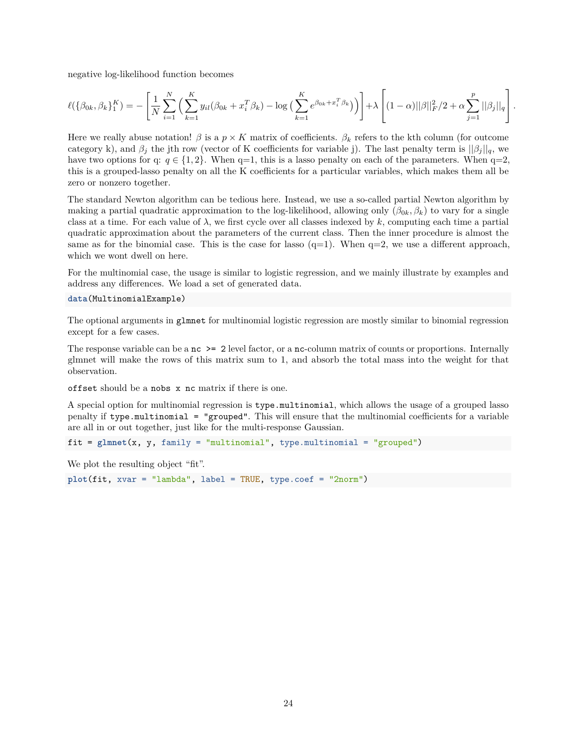negative log-likelihood function becomes

$$\ell(\{\beta_{0k}, \beta_k\}_1^K) = -\left[\frac{1}{N}\sum_{i=1}^N \Big(\sum_{k=1}^K y_{il}(\beta_{0k} + x_i^T\beta_k) - \log\big(\sum_{k=1}^K e^{\beta_{0k}+x_i^T\beta_k}\big)\Big)\right] + \lambda\left[(1-\alpha)||\beta||_F^2/2 + \alpha\sum_{j=1}^p ||\beta_j||_q\right].$$

Here we really abuse notation! $\beta$ is a $p \times K$ matrix of coefficients. $\beta_k$ refers to the kth column (for outcome category k), and $\beta_j$ the jth row (vector of K coefficients for variable j). The last penalty term is $||\beta_j||_q$, we have two options for q: $q \in \{1, 2\}$. When q=1, this is a lasso penalty on each of the parameters. When q=2, this is a grouped-lasso penalty on all the K coefficients for a particular variables, which makes them all be zero or nonzero together.

The standard Newton algorithm can be tedious here. Instead, we use a so-called partial Newton algorithm by making a partial quadratic approximation to the log-likelihood, allowing only $(\beta_{0k}, \beta_k)$ to vary for a single class at a time. For each value of $\lambda$, we first cycle over all classes indexed by $k$, computing each time a partial quadratic approximation about the parameters of the current class. Then the inner procedure is almost the same as for the binomial case. This is the case for lasso (q=1). When q=2, we use a different approach, which we wont dwell on here.

For the multinomial case, the usage is similar to logistic regression, and we mainly illustrate by examples and address any differences. We load a set of generated data.

```
data(MultinomialExample)
```

The optional arguments in `glmnet` for multinomial logistic regression are mostly similar to binomial regression except for a few cases.

The response variable can be a `nc >= 2` level factor, or a `nc`-column matrix of counts or proportions. Internally glmnet will make the rows of this matrix sum to 1, and absorb the total mass into the weight for that observation.

`offset` should be a `nobs x nc` matrix if there is one.

A special option for multinomial regression is `type.multinomial`, which allows the usage of a grouped lasso penalty if `type.multinomial = "grouped"`. This will ensure that the multinomial coefficients for a variable are all in or out together, just like for the multi-response Gaussian.

```
fit = glmnet(x, y, family = "multinomial", type.multinomial = "grouped")
```

We plot the resulting object "fit".

```
plot(fit, xvar = "lambda", label = TRUE, type.coef = "2norm")
```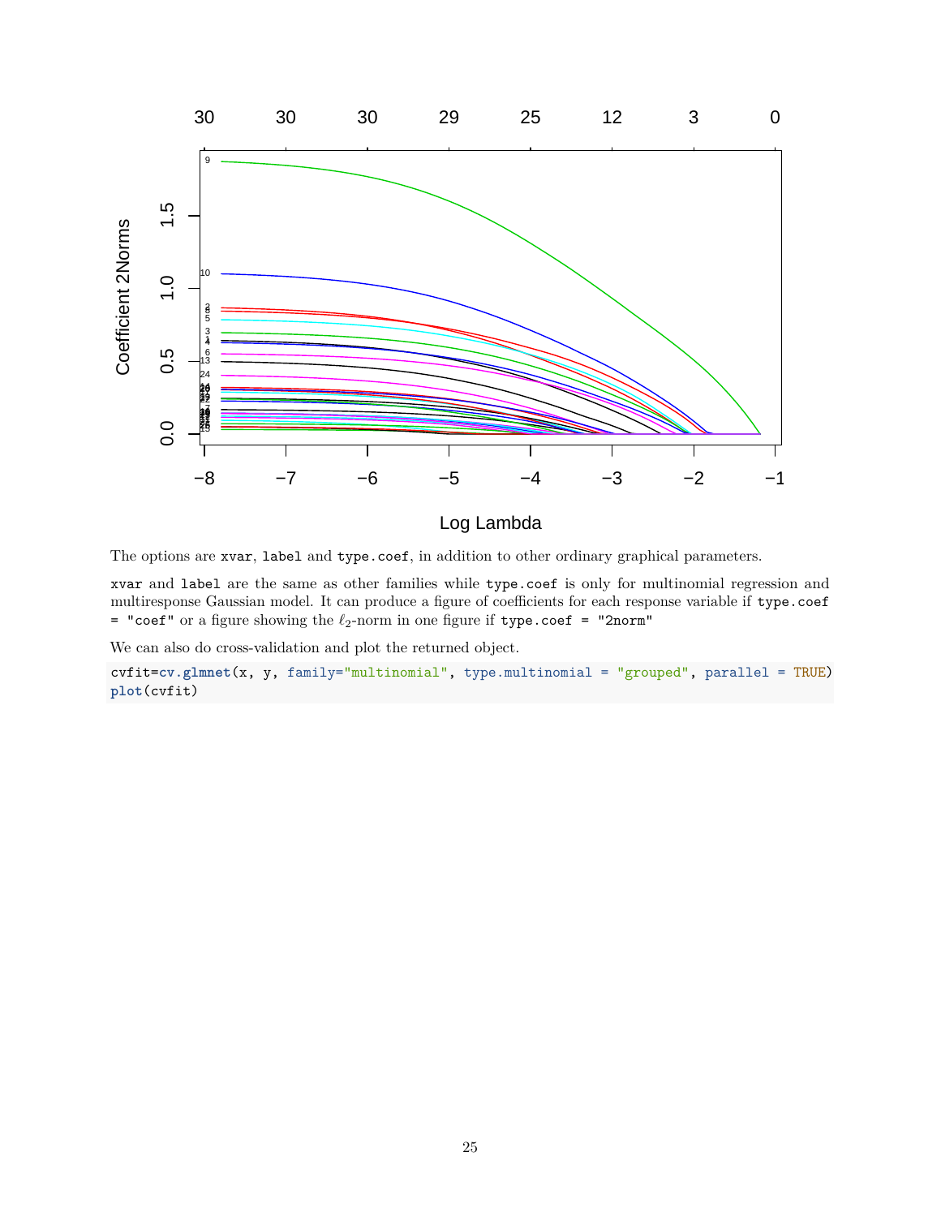The options are `xvar`, `label` and `type.coef`, in addition to other ordinary graphical parameters.

`xvar` and `label` are the same as other families while `type.coef` is only for multinomial regression and multiresponse Gaussian model. It can produce a figure of coefficients for each response variable if `type.coef = "coef"` or a figure showing the $\ell_2$-norm in one figure if `type.coef = "2norm"`

We can also do cross-validation and plot the returned object.

```
cvfit=cv.glmnet(x, y, family="multinomial", type.multinomial = "grouped", parallel = TRUE)
plot(cvfit)
```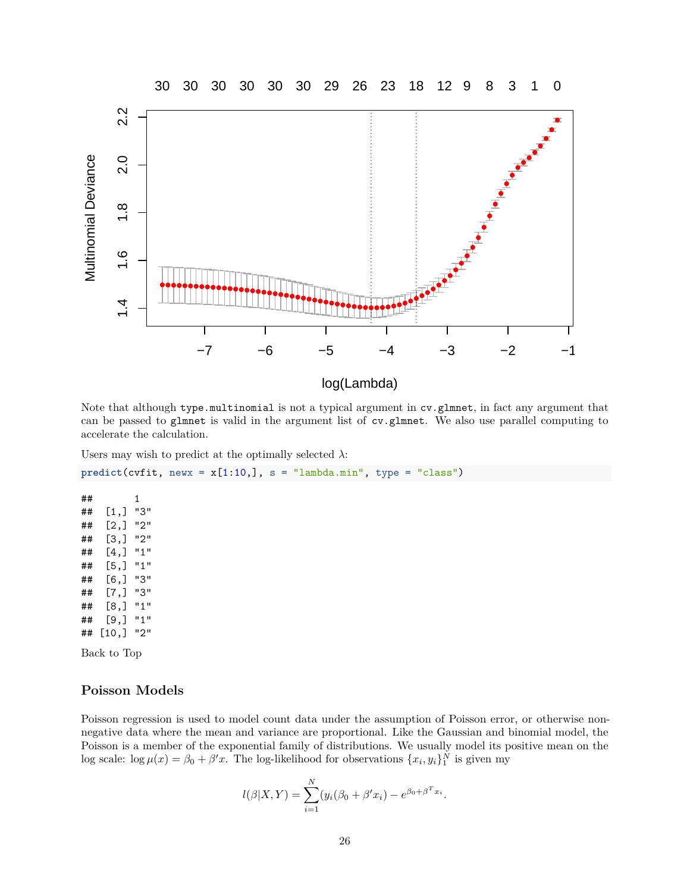Note that although `type.multinomial` is not a typical argument in `cv.glmnet`, in fact any argument that can be passed to `glmnet` is valid in the argument list of `cv.glmnet`. We also use parallel computing to accelerate the calculation.

Users may wish to predict at the optimally selected $\lambda$:

```
predict(cvfit, newx = x[1:10,], s = "lambda.min", type = "class")
```

```
##       1
##  [1,] "3"
##  [2,] "2"
##  [3,] "2"
##  [4,] "1"
##  [5,] "1"
##  [6,] "3"
##  [7,] "3"
##  [8,] "1"
##  [9,] "1"
## [10,] "2"
```

Back to Top

### Poisson Models

Poisson regression is used to model count data under the assumption of Poisson error, or otherwise non-negative data where the mean and variance are proportional. Like the Gaussian and binomial model, the Poisson is a member of the exponential family of distributions. We usually model its positive mean on the log scale: $\log \mu(x) = \beta_0 + \beta' x$. The log-likelihood for observations $\{x_i, y_i\}_1^N$ is given my

$$l(\beta|X,Y) = \sum_{i=1}^{N} (y_i(\beta_0 + \beta' x_i) - e^{\beta_0 + \beta^T x_i}.$$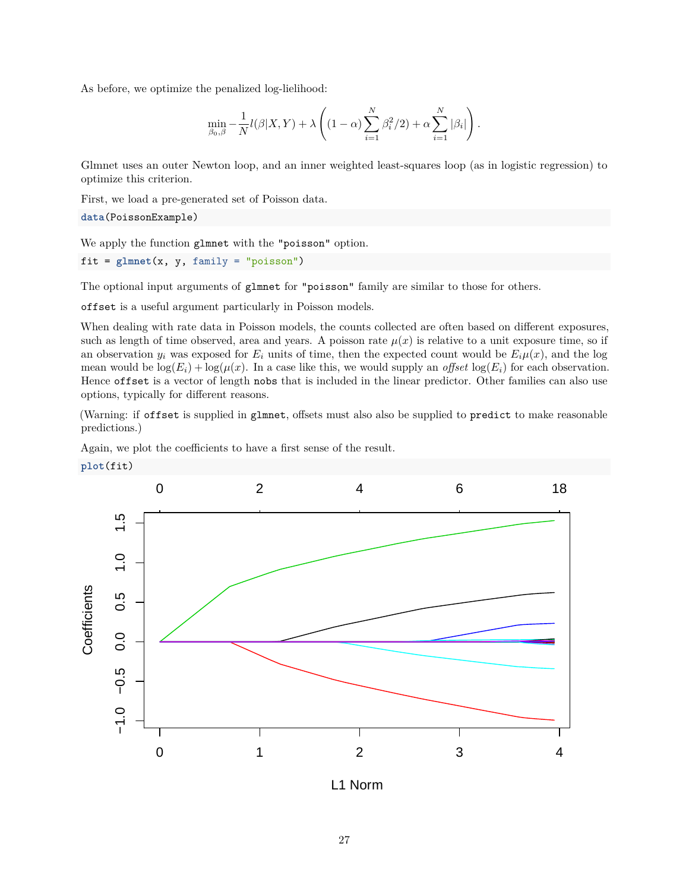As before, we optimize the penalized log-lielihood:

$$\min_{\beta_0,\beta} -\frac{1}{N} l(\beta|X,Y) + \lambda \left( (1-\alpha) \sum_{i=1}^{N} \beta_i^2/2) + \alpha \sum_{i=1}^{N} |\beta_i| \right).$$

Glmnet uses an outer Newton loop, and an inner weighted least-squares loop (as in logistic regression) to optimize this criterion.

First, we load a pre-generated set of Poisson data.

```
data(PoissonExample)
```

We apply the function `glmnet` with the `"poisson"` option.

```
fit = glmnet(x, y, family = "poisson")
```

The optional input arguments of `glmnet` for `"poisson"` family are similar to those for others.

`offset` is a useful argument particularly in Poisson models.

When dealing with rate data in Poisson models, the counts collected are often based on different exposures, such as length of time observed, area and years. A poisson rate $\mu(x)$ is relative to a unit exposure time, so if an observation $y_i$ was exposed for $E_i$ units of time, then the expected count would be $E_i\mu(x)$, and the log mean would be $\log(E_i) + \log(\mu(x))$. In a case like this, we would supply an *offset* $\log(E_i)$ for each observation. Hence `offset` is a vector of length `nobs` that is included in the linear predictor. Other families can also use options, typically for different reasons.

(Warning: if `offset` is supplied in `glmnet`, offsets must also also be supplied to `predict` to make reasonable predictions.)

Again, we plot the coefficients to have a first sense of the result.

```
plot(fit)
```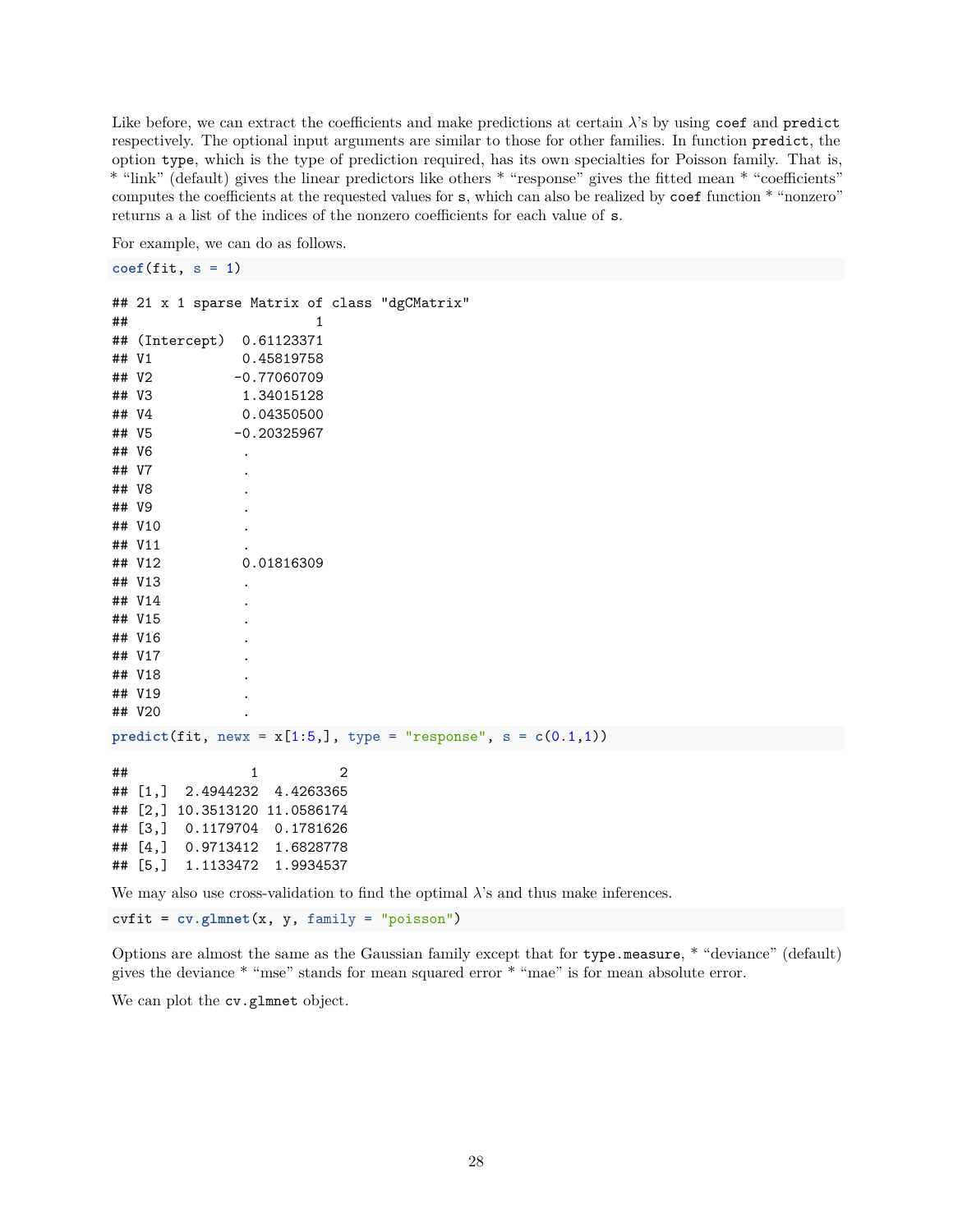Like before, we can extract the coefficients and make predictions at certain $\lambda$'s by using `coef` and `predict` respectively. The optional input arguments are similar to those for other families. In function `predict`, the option `type`, which is the type of prediction required, has its own specialties for Poisson family. That is, * "link" (default) gives the linear predictors like others * "response" gives the fitted mean * "coefficients" computes the coefficients at the requested values for `s`, which can also be realized by `coef` function * "nonzero" returns a a list of the indices of the nonzero coefficients for each value of `s`.

For example, we can do as follows.

```
coef(fit, s = 1)
```

```
## 21 x 1 sparse Matrix of class "dgCMatrix"
##                       1
## (Intercept)  0.61123371
## V1           0.45819758
## V2          -0.77060709
## V3           1.34015128
## V4           0.04350500
## V5          -0.20325967
## V6           .
## V7           .
## V8           .
## V9           .
## V10          .
## V11          .
## V12          0.01816309
## V13          .
## V14          .
## V15          .
## V16          .
## V17          .
## V18          .
## V19          .
## V20          .
```

```
predict(fit, newx = x[1:5,], type = "response", s = c(0.1,1))
```

```
##               1          2
## [1,]  2.4944232  4.4263365
## [2,] 10.3513120 11.0586174
## [3,]  0.1179704  0.1781626
## [4,]  0.9713412  1.6828778
## [5,]  1.1133472  1.9934537
```

We may also use cross-validation to find the optimal $\lambda$'s and thus make inferences.

```
cvfit = cv.glmnet(x, y, family = "poisson")
```

Options are almost the same as the Gaussian family except that for `type.measure`, * "deviance" (default) gives the deviance * "mse" stands for mean squared error * "mae" is for mean absolute error.

We can plot the `cv.glmnet` object.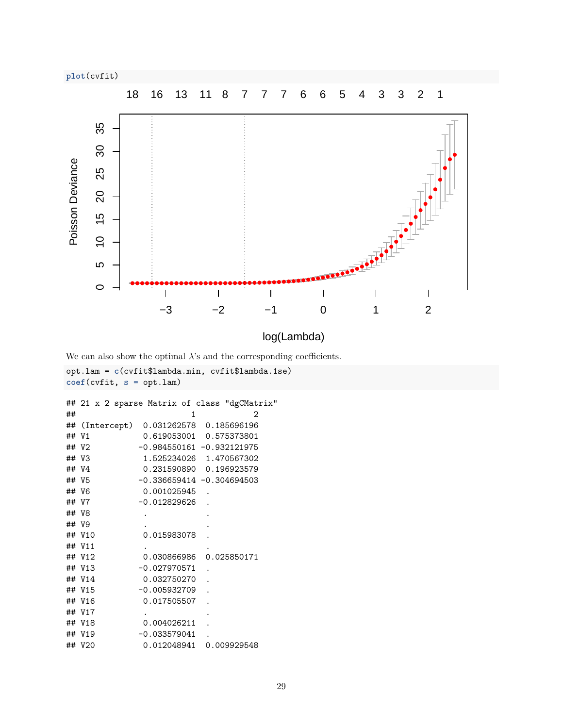```r
plot(cvfit)
```

We can also show the optimal $\lambda$'s and the corresponding coefficients.

```r
opt.lam = c(cvfit$lambda.min, cvfit$lambda.1se)
coef(cvfit, s = opt.lam)
```

```
## 21 x 2 sparse Matrix of class "dgCMatrix"
##                        1            2
## (Intercept)  0.031262578  0.185696196
## V1           0.619053001  0.575373801
## V2          -0.984550161 -0.932121975
## V3           1.525234026  1.470567302
## V4           0.231590890  0.196923579
## V5          -0.336659414 -0.304694503
## V6           0.001025945  .
## V7          -0.012829626  .
## V8           .            .
## V9           .            .
## V10          0.015983078  .
## V11          .            .
## V12          0.030866986  0.025850171
## V13         -0.027970571  .
## V14          0.032750270  .
## V15         -0.005932709  .
## V16          0.017505507  .
## V17          .            .
## V18          0.004026211  .
## V19         -0.033579041  .
## V20          0.012048941  0.009929548
```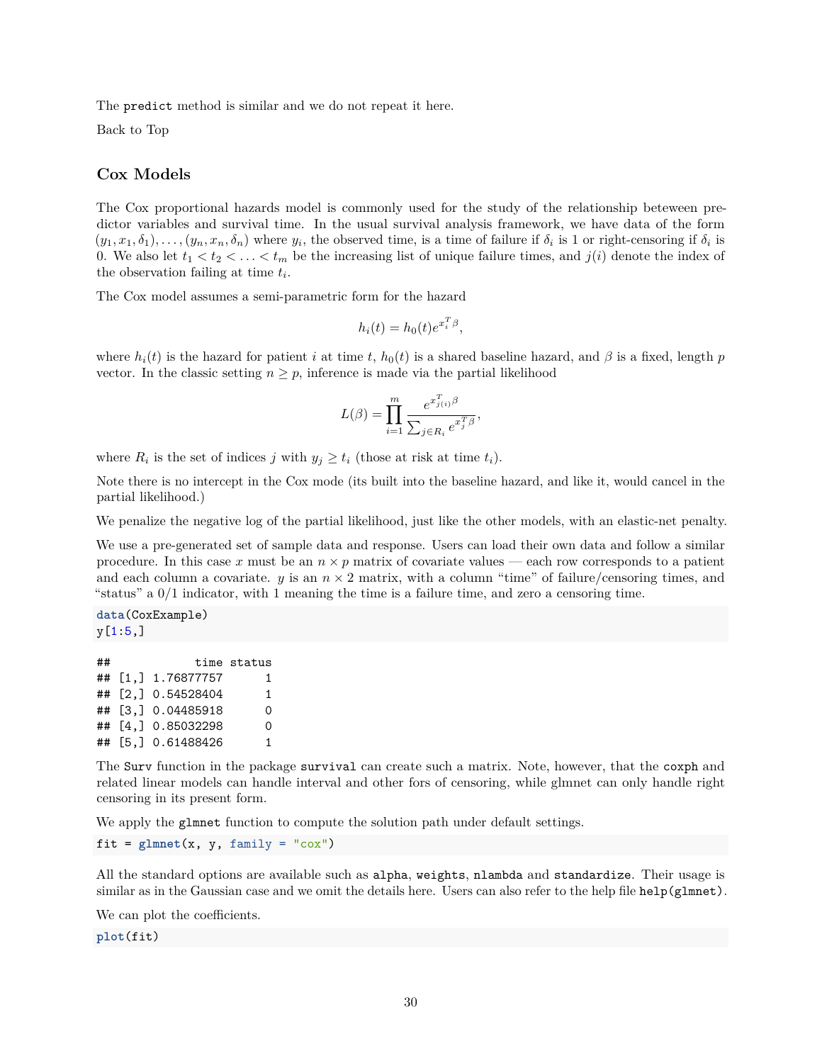The `predict` method is similar and we do not repeat it here.

Back to Top

### Cox Models

The Cox proportional hazards model is commonly used for the study of the relationship beteween predictor variables and survival time. In the usual survival analysis framework, we have data of the form $(y_1, x_1, \delta_1), \ldots, (y_n, x_n, \delta_n)$ where $y_i$, the observed time, is a time of failure if $\delta_i$ is 1 or right-censoring if $\delta_i$ is 0. We also let $t_1 < t_2 < \ldots < t_m$ be the increasing list of unique failure times, and $j(i)$ denote the index of the observation failing at time $t_i$.

The Cox model assumes a semi-parametric form for the hazard

$$h_i(t) = h_0(t)e^{x_i^T \beta},$$

where $h_i(t)$ is the hazard for patient $i$ at time $t$, $h_0(t)$ is a shared baseline hazard, and $\beta$ is a fixed, length $p$ vector. In the classic setting $n \geq p$, inference is made via the partial likelihood

$$L(\beta) = \prod_{i=1}^{m} \frac{e^{x_{j(i)}^T \beta}}{\sum_{j \in R_i} e^{x_j^T \beta}},$$

where $R_i$ is the set of indices $j$ with $y_j \geq t_i$ (those at risk at time $t_i$).

Note there is no intercept in the Cox mode (its built into the baseline hazard, and like it, would cancel in the partial likelihood.)

We penalize the negative log of the partial likelihood, just like the other models, with an elastic-net penalty.

We use a pre-generated set of sample data and response. Users can load their own data and follow a similar procedure. In this case $x$ must be an $n \times p$ matrix of covariate values — each row corresponds to a patient and each column a covariate. $y$ is an $n \times 2$ matrix, with a column "time" of failure/censoring times, and "status" a 0/1 indicator, with 1 meaning the time is a failure time, and zero a censoring time.

```
data(CoxExample)
y[1:5,]
```

```
##            time status
## [1,] 1.76877757      1
## [2,] 0.54528404      1
## [3,] 0.04485918      0
## [4,] 0.85032298      0
## [5,] 0.61488426      1
```

The `Surv` function in the package `survival` can create such a matrix. Note, however, that the `coxph` and related linear models can handle interval and other fors of censoring, while glmnet can only handle right censoring in its present form.

We apply the `glmnet` function to compute the solution path under default settings.

```
fit = glmnet(x, y, family = "cox")
```

All the standard options are available such as `alpha`, `weights`, `nlambda` and `standardize`. Their usage is similar as in the Gaussian case and we omit the details here. Users can also refer to the help file `help(glmnet)`.

We can plot the coefficients.

```
plot(fit)
```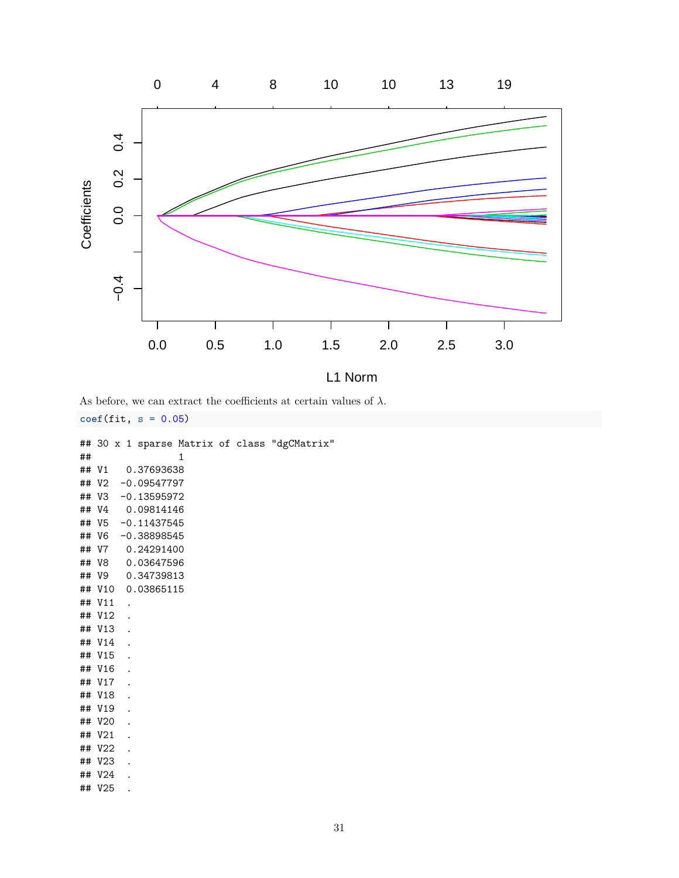As before, we can extract the coefficients at certain values of $\lambda$.

```
coef(fit, s = 0.05)
```

```
## 30 x 1 sparse Matrix of class "dgCMatrix"
##               1
## V1   0.37693638
## V2  -0.09547797
## V3  -0.13595972
## V4   0.09814146
## V5  -0.11437545
## V6  -0.38898545
## V7   0.24291400
## V8   0.03647596
## V9   0.34739813
## V10  0.03865115
## V11  .
## V12  .
## V13  .
## V14  .
## V15  .
## V16  .
## V17  .
## V18  .
## V19  .
## V20  .
## V21  .
## V22  .
## V23  .
## V24  .
## V25  .
```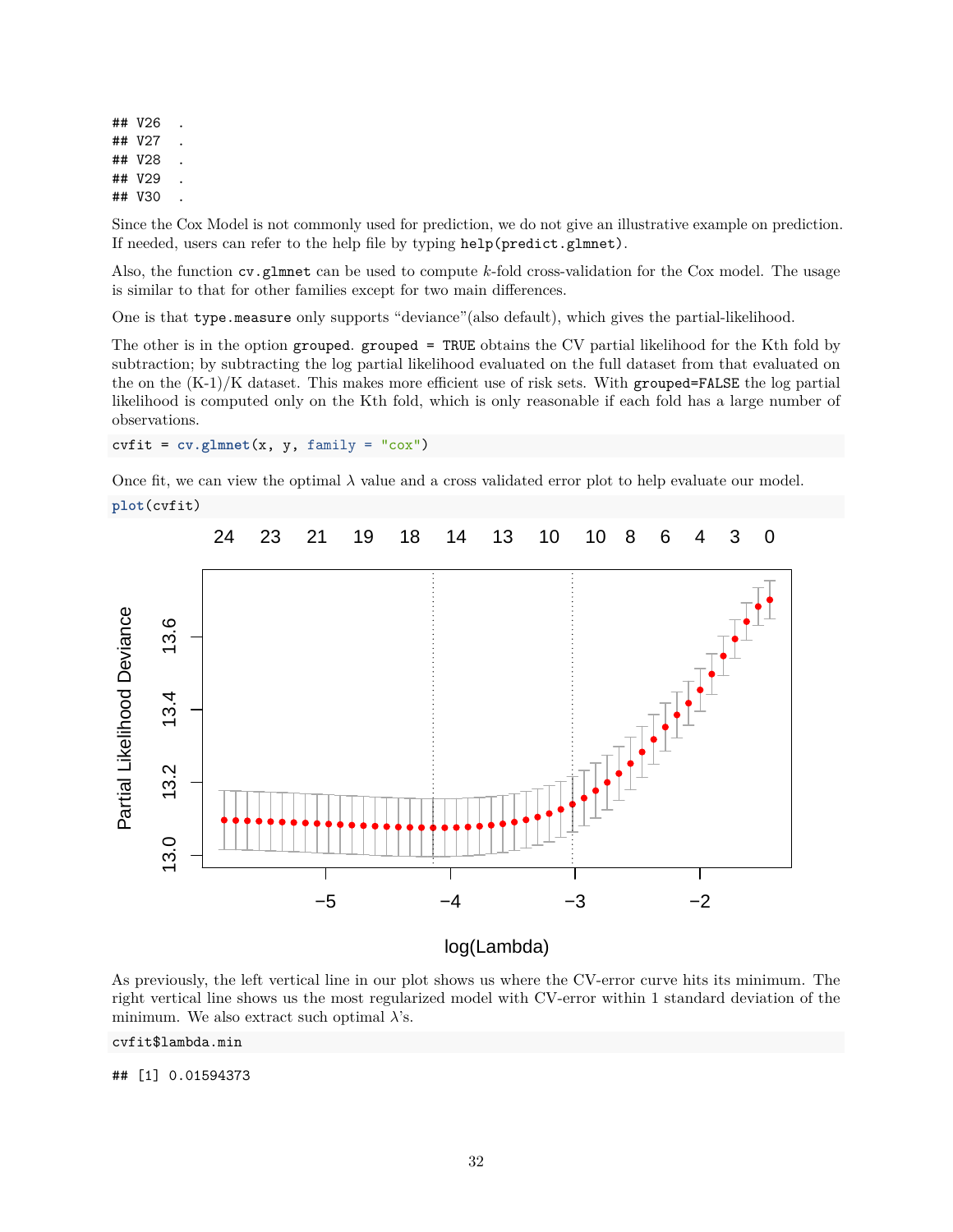```
## V26  .
## V27  .
## V28  .
## V29  .
## V30  .
```

Since the Cox Model is not commonly used for prediction, we do not give an illustrative example on prediction. If needed, users can refer to the help file by typing `help(predict.glmnet)`.

Also, the function `cv.glmnet` can be used to compute $k$-fold cross-validation for the Cox model. The usage is similar to that for other families except for two main differences.

One is that `type.measure` only supports "deviance"(also default), which gives the partial-likelihood.

The other is in the option `grouped`. `grouped = TRUE` obtains the CV partial likelihood for the Kth fold by subtraction; by subtracting the log partial likelihood evaluated on the full dataset from that evaluated on the on the (K-1)/K dataset. This makes more efficient use of risk sets. With `grouped=FALSE` the log partial likelihood is computed only on the Kth fold, which is only reasonable if each fold has a large number of observations.

```
cvfit = cv.glmnet(x, y, family = "cox")
```

Once fit, we can view the optimal $\lambda$ value and a cross validated error plot to help evaluate our model.

```
plot(cvfit)
```

As previously, the left vertical line in our plot shows us where the CV-error curve hits its minimum. The right vertical line shows us the most regularized model with CV-error within 1 standard deviation of the minimum. We also extract such optimal $\lambda$'s.

```
cvfit$lambda.min
```

```
## [1] 0.01594373
```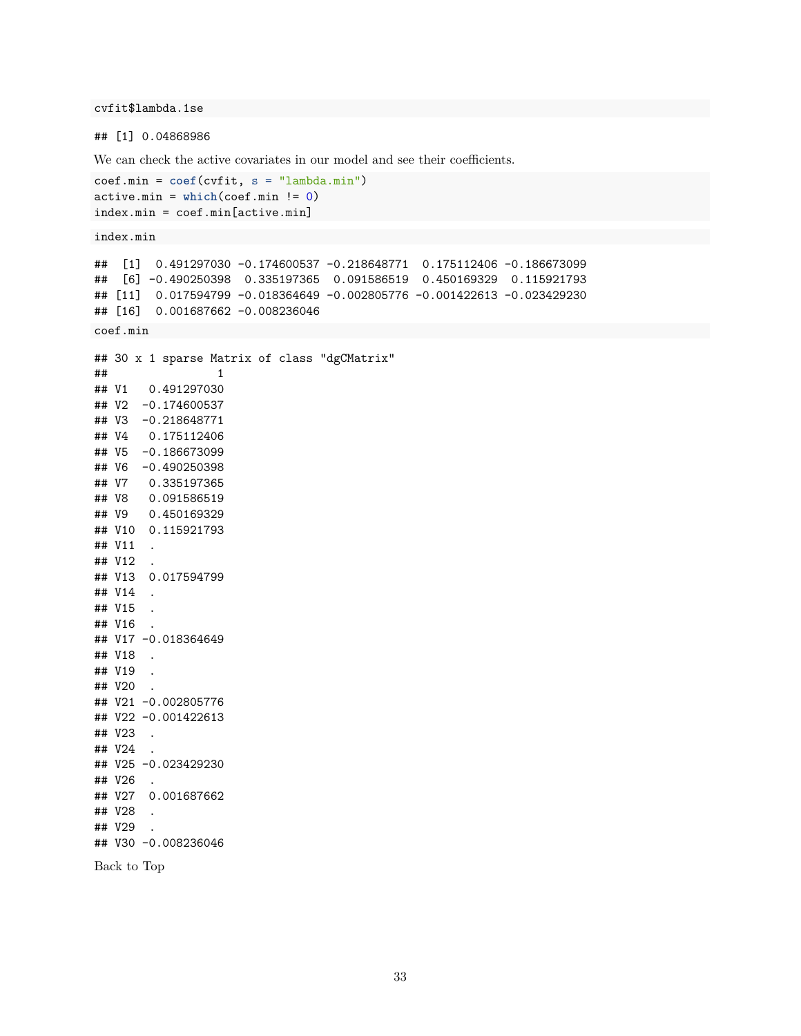```
cvfit$lambda.1se
```

```
## [1] 0.04868986
```

We can check the active covariates in our model and see their coefficients.

```
coef.min = coef(cvfit, s = "lambda.min")
active.min = which(coef.min != 0)
index.min = coef.min[active.min]
```

```
index.min
```

```
##  [1]  0.491297030 -0.174600537 -0.218648771  0.175112406 -0.186673099
##  [6] -0.490250398  0.335197365  0.091586519  0.450169329  0.115921793
## [11]  0.017594799 -0.018364649 -0.002805776 -0.001422613 -0.023429230
## [16]  0.001687662 -0.008236046
```

```
coef.min
```

```
## 30 x 1 sparse Matrix of class "dgCMatrix"
##                1
## V1   0.491297030
## V2  -0.174600537
## V3  -0.218648771
## V4   0.175112406
## V5  -0.186673099
## V6  -0.490250398
## V7   0.335197365
## V8   0.091586519
## V9   0.450169329
## V10  0.115921793
## V11  .
## V12  .
## V13  0.017594799
## V14  .
## V15  .
## V16  .
## V17 -0.018364649
## V18  .
## V19  .
## V20  .
## V21 -0.002805776
## V22 -0.001422613
## V23  .
## V24  .
## V25 -0.023429230
## V26  .
## V27  0.001687662
## V28  .
## V29  .
## V30 -0.008236046
```

Back to Top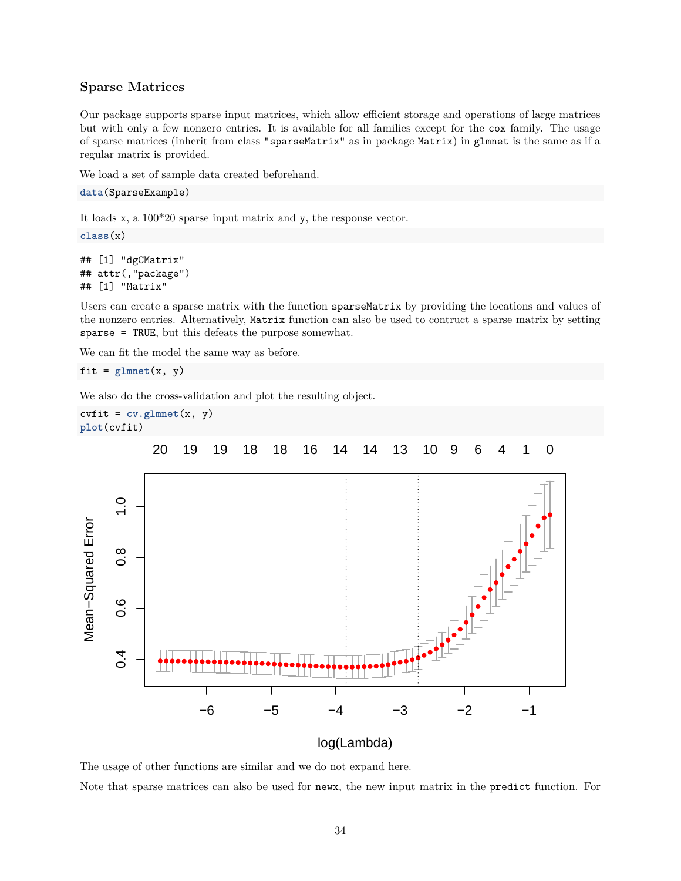### Sparse Matrices

Our package supports sparse input matrices, which allow efficient storage and operations of large matrices but with only a few nonzero entries. It is available for all families except for the `cox` family. The usage of sparse matrices (inherit from class `"sparseMatrix"` as in package `Matrix`) in `glmnet` is the same as if a regular matrix is provided.

We load a set of sample data created beforehand.

```
data(SparseExample)
```

It loads `x`, a 100*20 sparse input matrix and `y`, the response vector.

```
class(x)
```

```
## [1] "dgCMatrix"
## attr(,"package")
## [1] "Matrix"
```

Users can create a sparse matrix with the function `sparseMatrix` by providing the locations and values of the nonzero entries. Alternatively, `Matrix` function can also be used to contruct a sparse matrix by setting `sparse = TRUE`, but this defeats the purpose somewhat.

We can fit the model the same way as before.

```
fit = glmnet(x, y)
```

We also do the cross-validation and plot the resulting object.

```
cvfit = cv.glmnet(x, y)
plot(cvfit)
```

The usage of other functions are similar and we do not expand here.

Note that sparse matrices can also be used for `newx`, the new input matrix in the `predict` function. For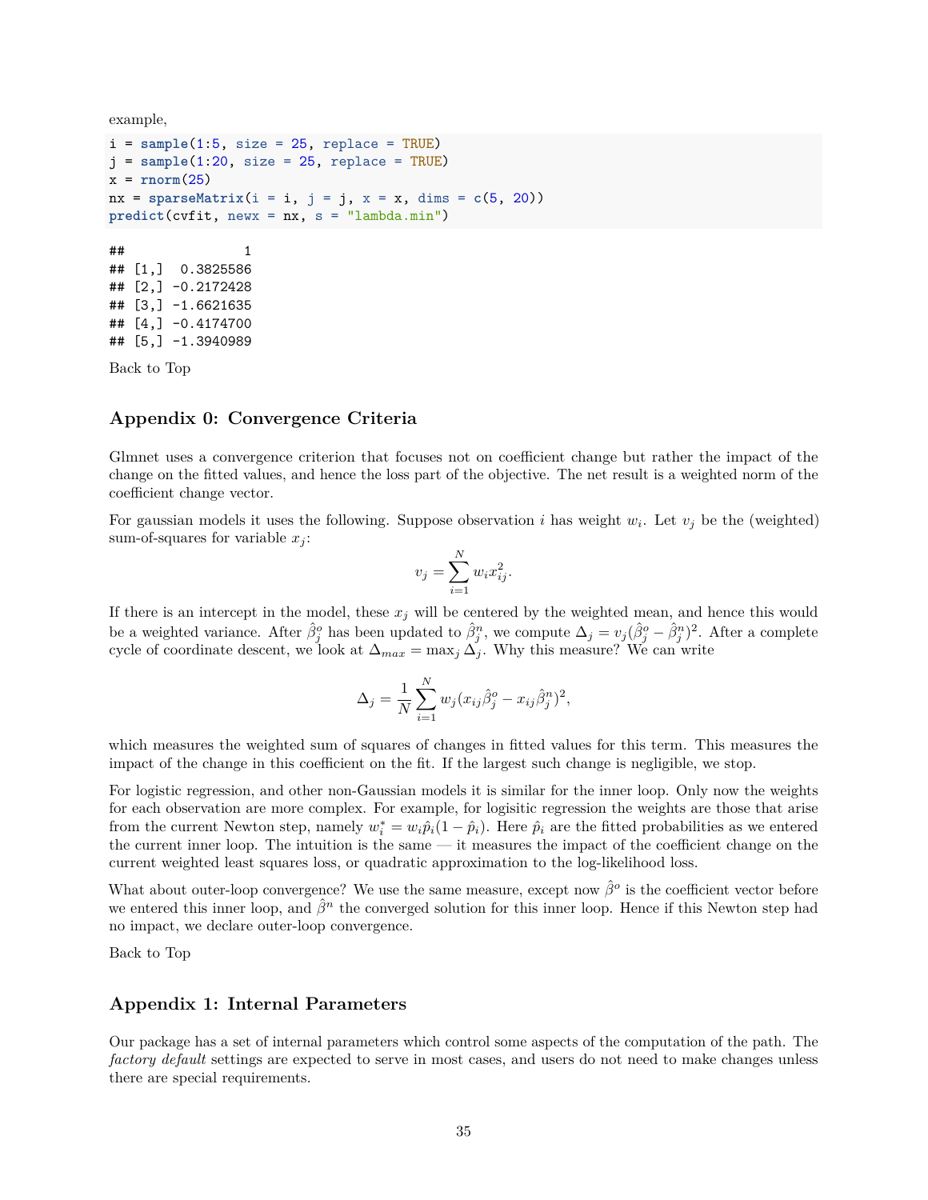example,

```
i = sample(1:5, size = 25, replace = TRUE)
j = sample(1:20, size = 25, replace = TRUE)
x = rnorm(25)
nx = sparseMatrix(i = i, j = j, x = x, dims = c(5, 20))
predict(cvfit, newx = nx, s = "lambda.min")
```

```
##               1
## [1,]  0.3825586
## [2,] -0.2172428
## [3,] -1.6621635
## [4,] -0.4174700
## [5,] -1.3940989
```

Back to Top

### Appendix 0: Convergence Criteria

Glmnet uses a convergence criterion that focuses not on coefficient change but rather the impact of the change on the fitted values, and hence the loss part of the objective. The net result is a weighted norm of the coefficient change vector.

For gaussian models it uses the following. Suppose observation $i$ has weight $w_i$. Let $v_j$ be the (weighted) sum-of-squares for variable $x_j$:

$$v_j = \sum_{i=1}^{N} w_i x_{ij}^2.$$

If there is an intercept in the model, these $x_j$ will be centered by the weighted mean, and hence this would be a weighted variance. After $\hat{\beta}_j^o$ has been updated to $\hat{\beta}_j^n$, we compute $\Delta_j = v_j(\hat{\beta}_j^o - \hat{\beta}_j^n)^2$. After a complete cycle of coordinate descent, we look at $\Delta_{max} = \max_j \Delta_j$. Why this measure? We can write

$$\Delta_j = \frac{1}{N}\sum_{i=1}^{N} w_j(x_{ij}\hat{\beta}_j^o - x_{ij}\hat{\beta}_j^n)^2,$$

which measures the weighted sum of squares of changes in fitted values for this term. This measures the impact of the change in this coefficient on the fit. If the largest such change is negligible, we stop.

For logistic regression, and other non-Gaussian models it is similar for the inner loop. Only now the weights for each observation are more complex. For example, for logisitic regression the weights are those that arise from the current Newton step, namely $w_i^* = w_i\hat{p}_i(1 - \hat{p}_i)$. Here $\hat{p}_i$ are the fitted probabilities as we entered the current inner loop. The intuition is the same — it measures the impact of the coefficient change on the current weighted least squares loss, or quadratic approximation to the log-likelihood loss.

What about outer-loop convergence? We use the same measure, except now $\hat{\beta}^o$ is the coefficient vector before we entered this inner loop, and $\hat{\beta}^n$ the converged solution for this inner loop. Hence if this Newton step had no impact, we declare outer-loop convergence.

Back to Top

### Appendix 1: Internal Parameters

Our package has a set of internal parameters which control some aspects of the computation of the path. The *factory default* settings are expected to serve in most cases, and users do not need to make changes unless there are special requirements.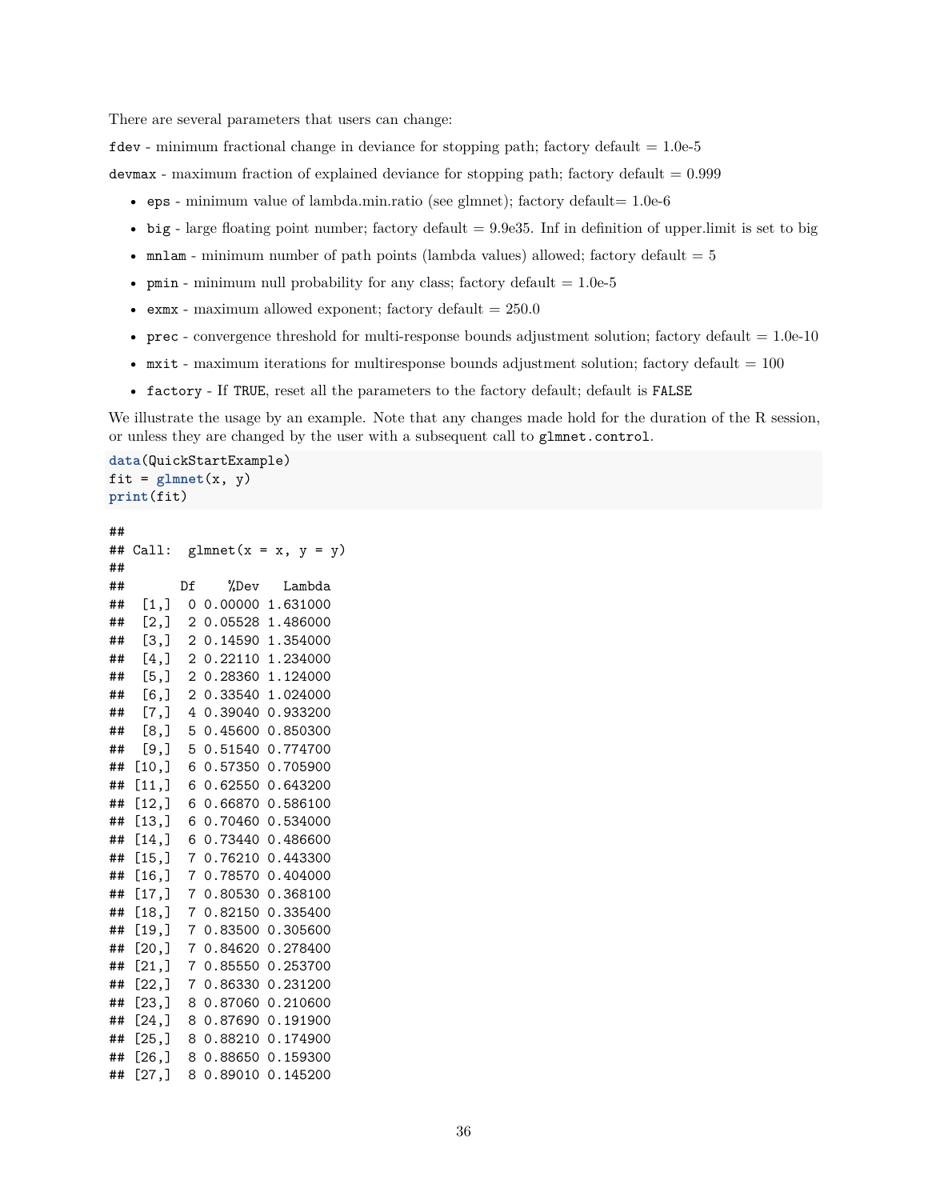There are several parameters that users can change:

`fdev` - minimum fractional change in deviance for stopping path; factory default = 1.0e-5

`devmax` - maximum fraction of explained deviance for stopping path; factory default = 0.999

- `eps` - minimum value of lambda.min.ratio (see glmnet); factory default= 1.0e-6
- `big` - large floating point number; factory default = 9.9e35. Inf in definition of upper.limit is set to big
- `mnlam` - minimum number of path points (lambda values) allowed; factory default = 5
- `pmin` - minimum null probability for any class; factory default = 1.0e-5
- `exmx` - maximum allowed exponent; factory default = 250.0
- `prec` - convergence threshold for multi-response bounds adjustment solution; factory default = 1.0e-10
- `mxit` - maximum iterations for multiresponse bounds adjustment solution; factory default = 100
- `factory` - If `TRUE`, reset all the parameters to the factory default; default is `FALSE`

We illustrate the usage by an example. Note that any changes made hold for the duration of the R session, or unless they are changed by the user with a subsequent call to `glmnet.control`.

```
data(QuickStartExample)
fit = glmnet(x, y)
print(fit)
```

```
##
## Call:  glmnet(x = x, y = y)
##
##       Df    %Dev   Lambda
##  [1,]  0 0.00000 1.631000
##  [2,]  2 0.05528 1.486000
##  [3,]  2 0.14590 1.354000
##  [4,]  2 0.22110 1.234000
##  [5,]  2 0.28360 1.124000
##  [6,]  2 0.33540 1.024000
##  [7,]  4 0.39040 0.933200
##  [8,]  5 0.45600 0.850300
##  [9,]  5 0.51540 0.774700
## [10,]  6 0.57350 0.705900
## [11,]  6 0.62550 0.643200
## [12,]  6 0.66870 0.586100
## [13,]  6 0.70460 0.534000
## [14,]  6 0.73440 0.486600
## [15,]  7 0.76210 0.443300
## [16,]  7 0.78570 0.404000
## [17,]  7 0.80530 0.368100
## [18,]  7 0.82150 0.335400
## [19,]  7 0.83500 0.305600
## [20,]  7 0.84620 0.278400
## [21,]  7 0.85550 0.253700
## [22,]  7 0.86330 0.231200
## [23,]  8 0.87060 0.210600
## [24,]  8 0.87690 0.191900
## [25,]  8 0.88210 0.174900
## [26,]  8 0.88650 0.159300
## [27,]  8 0.89010 0.145200
```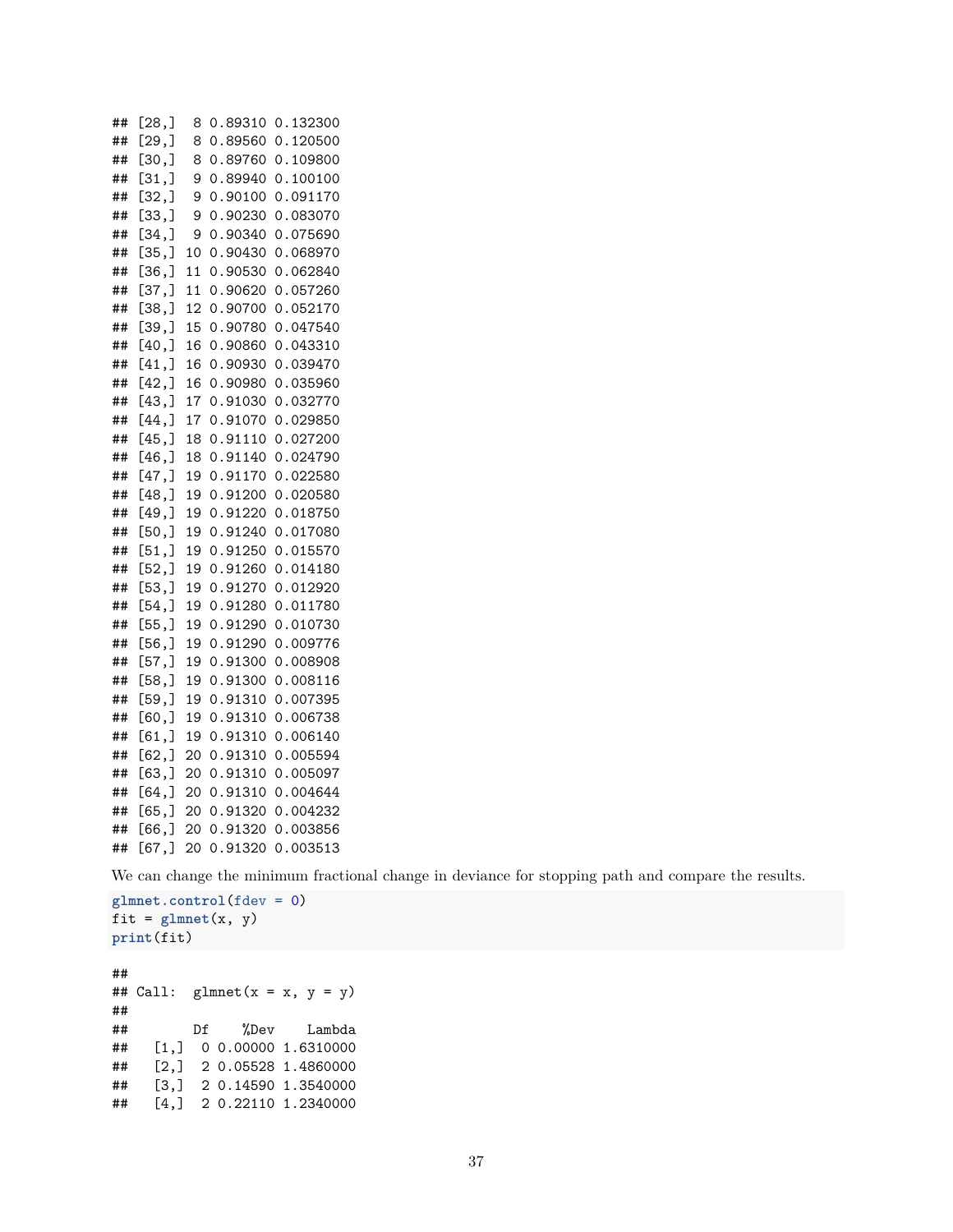```
## [28,]  8 0.89310 0.132300
## [29,]  8 0.89560 0.120500
## [30,]  8 0.89760 0.109800
## [31,]  9 0.89940 0.100100
## [32,]  9 0.90100 0.091170
## [33,]  9 0.90230 0.083070
## [34,]  9 0.90340 0.075690
## [35,] 10 0.90430 0.068970
## [36,] 11 0.90530 0.062840
## [37,] 11 0.90620 0.057260
## [38,] 12 0.90700 0.052170
## [39,] 15 0.90780 0.047540
## [40,] 16 0.90860 0.043310
## [41,] 16 0.90930 0.039470
## [42,] 16 0.90980 0.035960
## [43,] 17 0.91030 0.032770
## [44,] 17 0.91070 0.029850
## [45,] 18 0.91110 0.027200
## [46,] 18 0.91140 0.024790
## [47,] 19 0.91170 0.022580
## [48,] 19 0.91200 0.020580
## [49,] 19 0.91220 0.018750
## [50,] 19 0.91240 0.017080
## [51,] 19 0.91250 0.015570
## [52,] 19 0.91260 0.014180
## [53,] 19 0.91270 0.012920
## [54,] 19 0.91280 0.011780
## [55,] 19 0.91290 0.010730
## [56,] 19 0.91290 0.009776
## [57,] 19 0.91300 0.008908
## [58,] 19 0.91300 0.008116
## [59,] 19 0.91310 0.007395
## [60,] 19 0.91310 0.006738
## [61,] 19 0.91310 0.006140
## [62,] 20 0.91310 0.005594
## [63,] 20 0.91310 0.005097
## [64,] 20 0.91310 0.004644
## [65,] 20 0.91320 0.004232
## [66,] 20 0.91320 0.003856
## [67,] 20 0.91320 0.003513
```

We can change the minimum fractional change in deviance for stopping path and compare the results.

```
glmnet.control(fdev = 0)
fit = glmnet(x, y)
print(fit)
```

```
##
## Call:  glmnet(x = x, y = y)
##
##         Df    %Dev    Lambda
##    [1,]  0 0.00000 1.6310000
##    [2,]  2 0.05528 1.4860000
##    [3,]  2 0.14590 1.3540000
##    [4,]  2 0.22110 1.2340000
```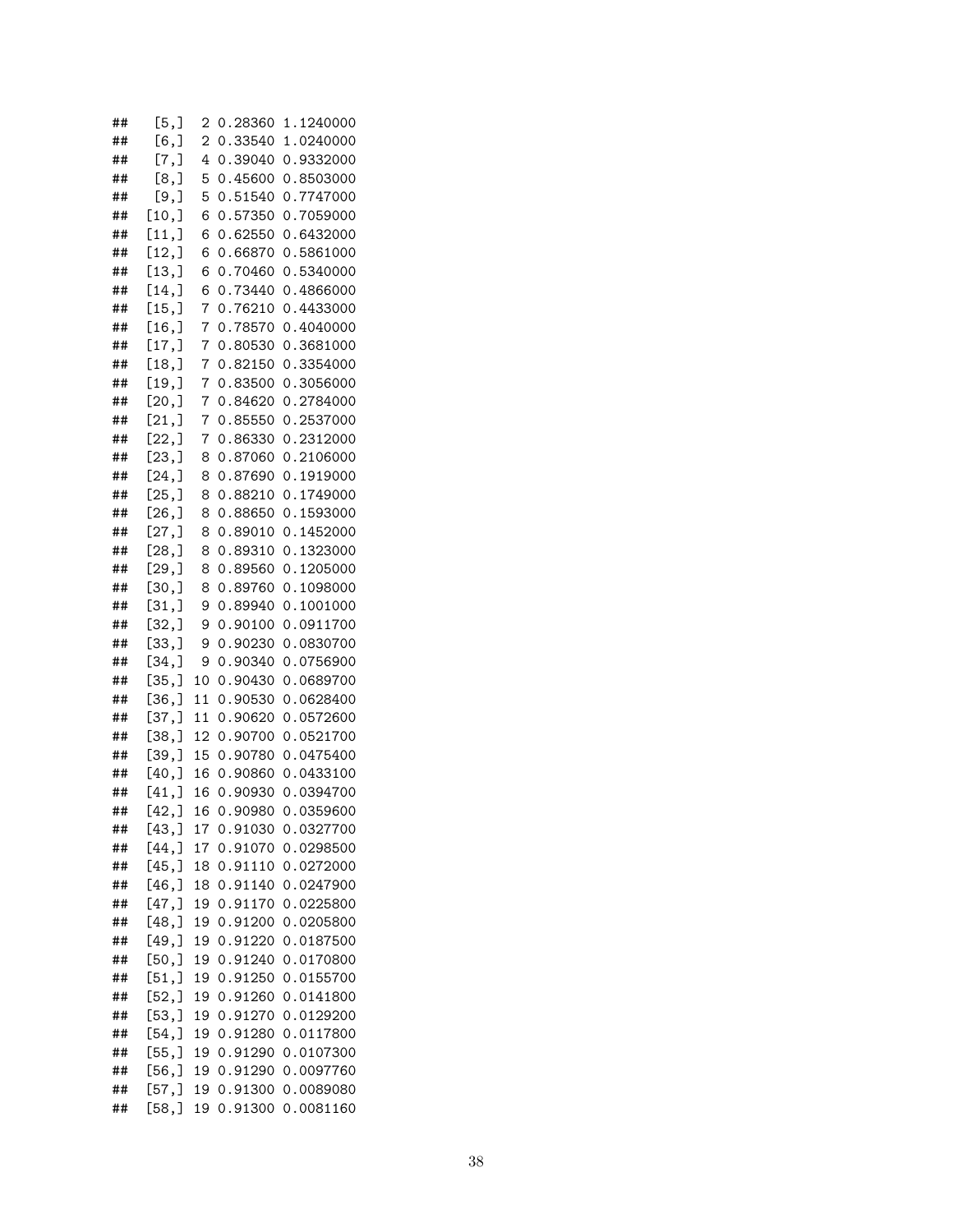```
##    [5,]  2 0.28360 1.1240000
##    [6,]  2 0.33540 1.0240000
##    [7,]  4 0.39040 0.9332000
##    [8,]  5 0.45600 0.8503000
##    [9,]  5 0.51540 0.7747000
##   [10,]  6 0.57350 0.7059000
##   [11,]  6 0.62550 0.6432000
##   [12,]  6 0.66870 0.5861000
##   [13,]  6 0.70460 0.5340000
##   [14,]  6 0.73440 0.4866000
##   [15,]  7 0.76210 0.4433000
##   [16,]  7 0.78570 0.4040000
##   [17,]  7 0.80530 0.3681000
##   [18,]  7 0.82150 0.3354000
##   [19,]  7 0.83500 0.3056000
##   [20,]  7 0.84620 0.2784000
##   [21,]  7 0.85550 0.2537000
##   [22,]  7 0.86330 0.2312000
##   [23,]  8 0.87060 0.2106000
##   [24,]  8 0.87690 0.1919000
##   [25,]  8 0.88210 0.1749000
##   [26,]  8 0.88650 0.1593000
##   [27,]  8 0.89010 0.1452000
##   [28,]  8 0.89310 0.1323000
##   [29,]  8 0.89560 0.1205000
##   [30,]  8 0.89760 0.1098000
##   [31,]  9 0.89940 0.1001000
##   [32,]  9 0.90100 0.0911700
##   [33,]  9 0.90230 0.0830700
##   [34,]  9 0.90340 0.0756900
##   [35,] 10 0.90430 0.0689700
##   [36,] 11 0.90530 0.0628400
##   [37,] 11 0.90620 0.0572600
##   [38,] 12 0.90700 0.0521700
##   [39,] 15 0.90780 0.0475400
##   [40,] 16 0.90860 0.0433100
##   [41,] 16 0.90930 0.0394700
##   [42,] 16 0.90980 0.0359600
##   [43,] 17 0.91030 0.0327700
##   [44,] 17 0.91070 0.0298500
##   [45,] 18 0.91110 0.0272000
##   [46,] 18 0.91140 0.0247900
##   [47,] 19 0.91170 0.0225800
##   [48,] 19 0.91200 0.0205800
##   [49,] 19 0.91220 0.0187500
##   [50,] 19 0.91240 0.0170800
##   [51,] 19 0.91250 0.0155700
##   [52,] 19 0.91260 0.0141800
##   [53,] 19 0.91270 0.0129200
##   [54,] 19 0.91280 0.0117800
##   [55,] 19 0.91290 0.0107300
##   [56,] 19 0.91290 0.0097760
##   [57,] 19 0.91300 0.0089080
##   [58,] 19 0.91300 0.0081160
```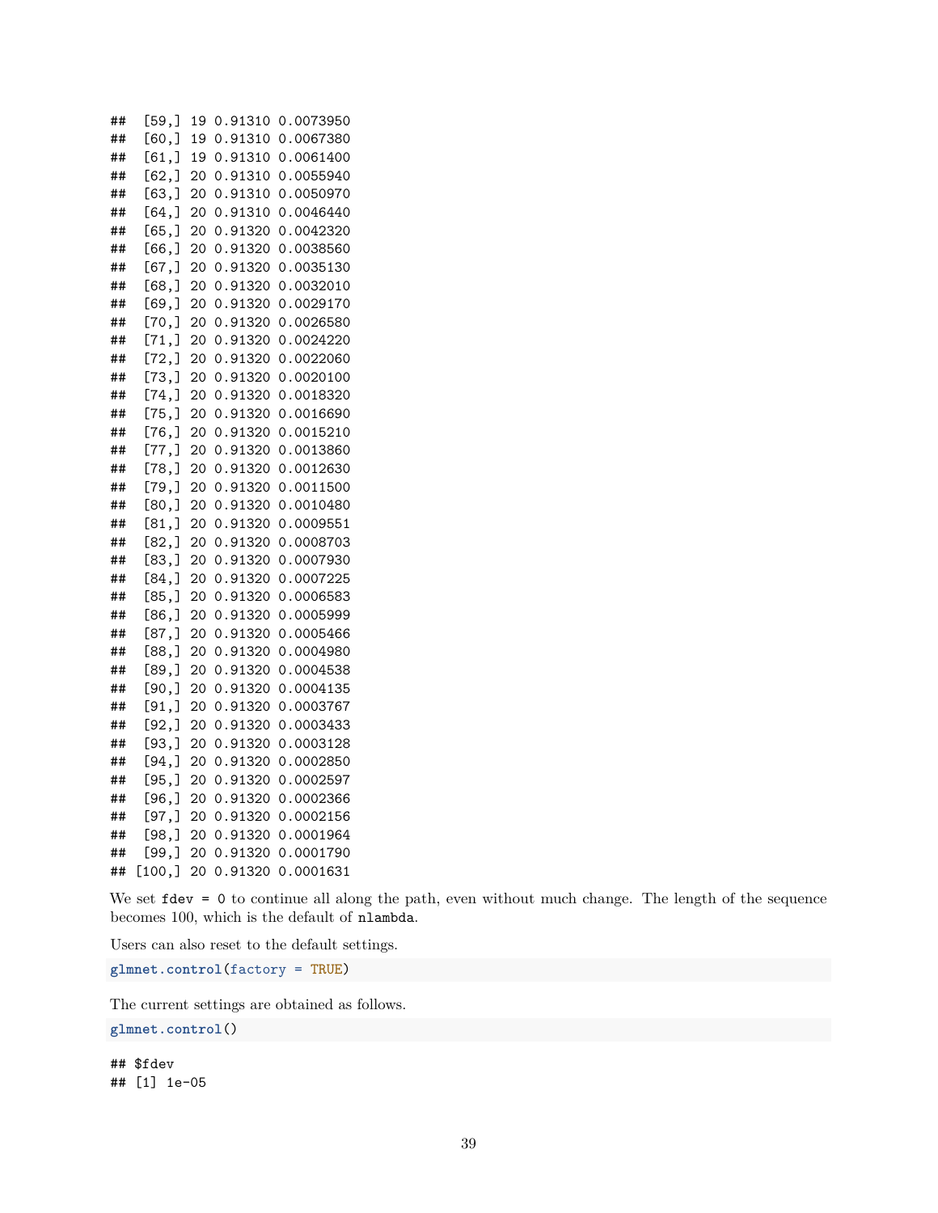```
##  [59,] 19 0.91310 0.0073950
##  [60,] 19 0.91310 0.0067380
##  [61,] 19 0.91310 0.0061400
##  [62,] 20 0.91310 0.0055940
##  [63,] 20 0.91310 0.0050970
##  [64,] 20 0.91310 0.0046440
##  [65,] 20 0.91320 0.0042320
##  [66,] 20 0.91320 0.0038560
##  [67,] 20 0.91320 0.0035130
##  [68,] 20 0.91320 0.0032010
##  [69,] 20 0.91320 0.0029170
##  [70,] 20 0.91320 0.0026580
##  [71,] 20 0.91320 0.0024220
##  [72,] 20 0.91320 0.0022060
##  [73,] 20 0.91320 0.0020100
##  [74,] 20 0.91320 0.0018320
##  [75,] 20 0.91320 0.0016690
##  [76,] 20 0.91320 0.0015210
##  [77,] 20 0.91320 0.0013860
##  [78,] 20 0.91320 0.0012630
##  [79,] 20 0.91320 0.0011500
##  [80,] 20 0.91320 0.0010480
##  [81,] 20 0.91320 0.0009551
##  [82,] 20 0.91320 0.0008703
##  [83,] 20 0.91320 0.0007930
##  [84,] 20 0.91320 0.0007225
##  [85,] 20 0.91320 0.0006583
##  [86,] 20 0.91320 0.0005999
##  [87,] 20 0.91320 0.0005466
##  [88,] 20 0.91320 0.0004980
##  [89,] 20 0.91320 0.0004538
##  [90,] 20 0.91320 0.0004135
##  [91,] 20 0.91320 0.0003767
##  [92,] 20 0.91320 0.0003433
##  [93,] 20 0.91320 0.0003128
##  [94,] 20 0.91320 0.0002850
##  [95,] 20 0.91320 0.0002597
##  [96,] 20 0.91320 0.0002366
##  [97,] 20 0.91320 0.0002156
##  [98,] 20 0.91320 0.0001964
##  [99,] 20 0.91320 0.0001790
## [100,] 20 0.91320 0.0001631
```

We set `fdev = 0` to continue all along the path, even without much change. The length of the sequence becomes 100, which is the default of `nlambda`.

Users can also reset to the default settings.

```r
glmnet.control(factory = TRUE)
```

The current settings are obtained as follows.

```r
glmnet.control()
```

```
## $fdev
## [1] 1e-05
```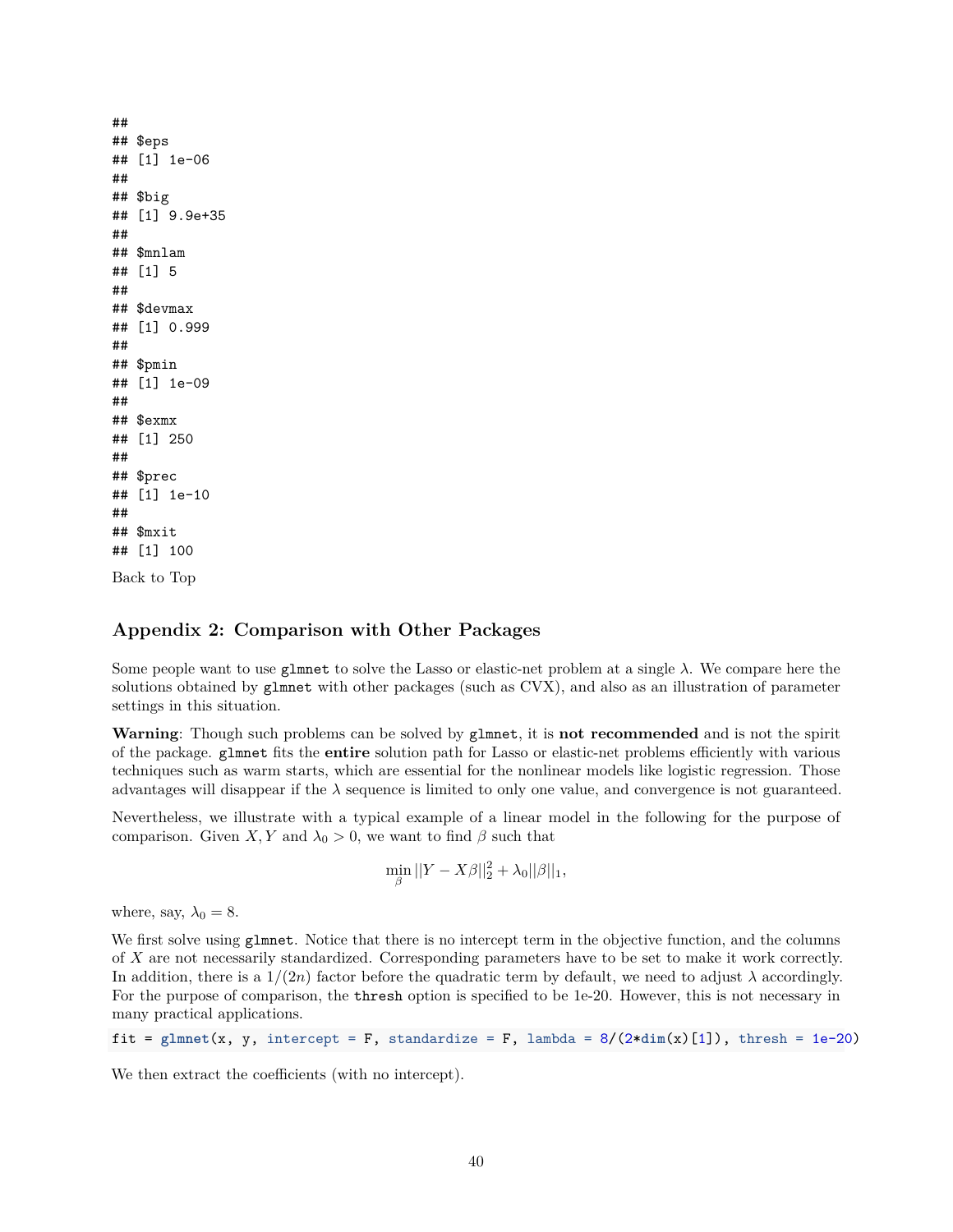```
##
## $eps
## [1] 1e-06
##
## $big
## [1] 9.9e+35
##
## $mnlam
## [1] 5
##
## $devmax
## [1] 0.999
##
## $pmin
## [1] 1e-09
##
## $exmx
## [1] 250
##
## $prec
## [1] 1e-10
##
## $mxit
## [1] 100
```

Back to Top

## Appendix 2: Comparison with Other Packages

Some people want to use `glmnet` to solve the Lasso or elastic-net problem at a single $\lambda$. We compare here the solutions obtained by `glmnet` with other packages (such as CVX), and also as an illustration of parameter settings in this situation.

**Warning**: Though such problems can be solved by `glmnet`, it is **not recommended** and is not the spirit of the package. `glmnet` fits the **entire** solution path for Lasso or elastic-net problems efficiently with various techniques such as warm starts, which are essential for the nonlinear models like logistic regression. Those advantages will disappear if the $\lambda$ sequence is limited to only one value, and convergence is not guaranteed.

Nevertheless, we illustrate with a typical example of a linear model in the following for the purpose of comparison. Given $X, Y$ and $\lambda_0 > 0$, we want to find $\beta$ such that

$$\min_{\beta} ||Y - X\beta||_2^2 + \lambda_0 ||\beta||_1,$$

where, say, $\lambda_0 = 8$.

We first solve using `glmnet`. Notice that there is no intercept term in the objective function, and the columns of $X$ are not necessarily standardized. Corresponding parameters have to be set to make it work correctly. In addition, there is a $1/(2n)$ factor before the quadratic term by default, we need to adjust $\lambda$ accordingly. For the purpose of comparison, the `thresh` option is specified to be 1e-20. However, this is not necessary in many practical applications.

```
fit = glmnet(x, y, intercept = F, standardize = F, lambda = 8/(2*dim(x)[1]), thresh = 1e-20)
```

We then extract the coefficients (with no intercept).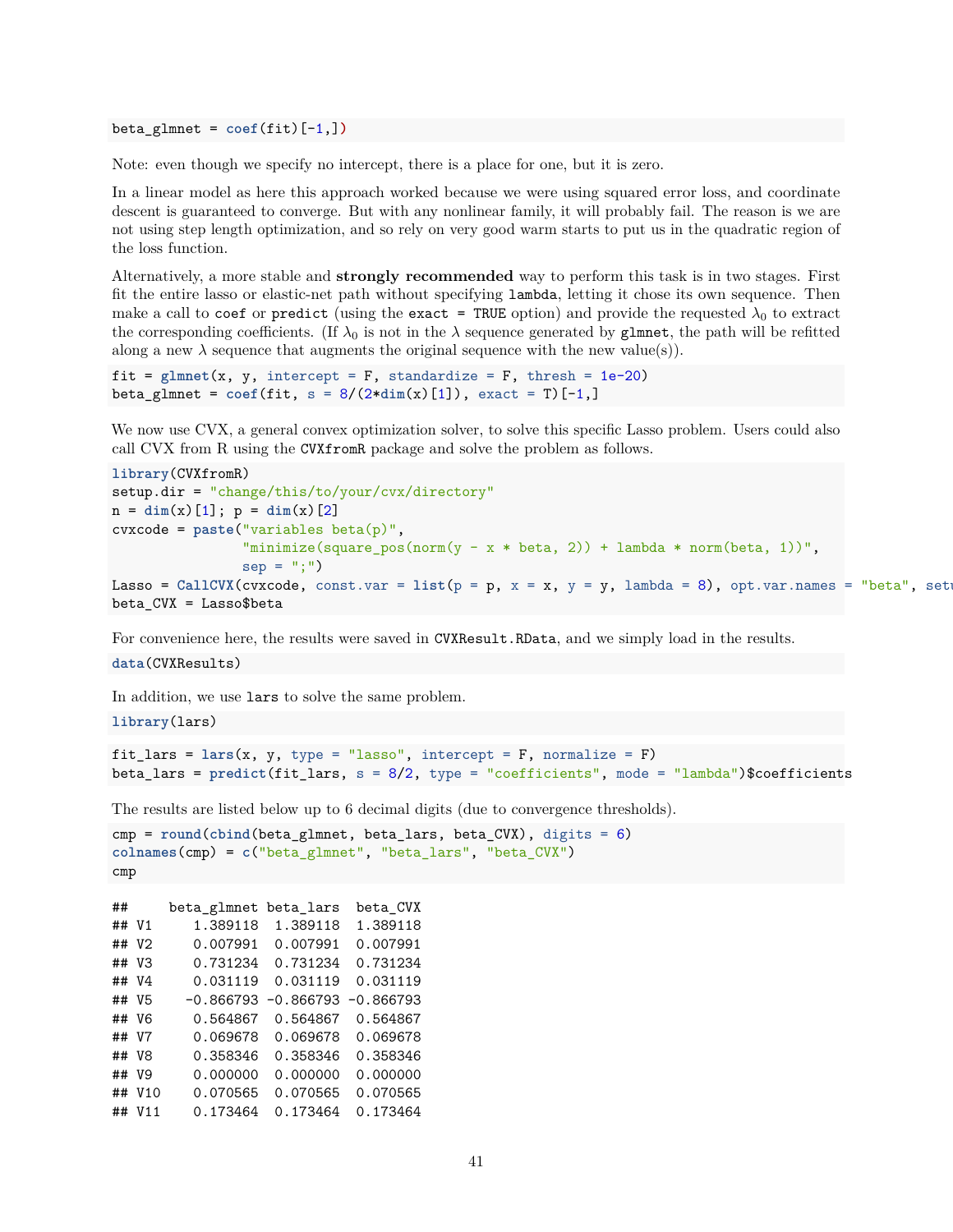```r
beta_glmnet = coef(fit)[-1,])
```

Note: even though we specify no intercept, there is a place for one, but it is zero.

In a linear model as here this approach worked because we were using squared error loss, and coordinate descent is guaranteed to converge. But with any nonlinear family, it will probably fail. The reason is we are not using step length optimization, and so rely on very good warm starts to put us in the quadratic region of the loss function.

Alternatively, a more stable and **strongly recommended** way to perform this task is in two stages. First fit the entire lasso or elastic-net path without specifying `lambda`, letting it chose its own sequence. Then make a call to `coef` or `predict` (using the `exact = TRUE` option) and provide the requested $\lambda_0$ to extract the corresponding coefficients. (If $\lambda_0$ is not in the $\lambda$ sequence generated by `glmnet`, the path will be refitted along a new $\lambda$ sequence that augments the original sequence with the new value(s)).

```r
fit = glmnet(x, y, intercept = F, standardize = F, thresh = 1e-20)
beta_glmnet = coef(fit, s = 8/(2*dim(x)[1]), exact = T)[-1,]
```

We now use CVX, a general convex optimization solver, to solve this specific Lasso problem. Users could also call CVX from R using the `CVXfromR` package and solve the problem as follows.

```r
library(CVXfromR)
setup.dir = "change/this/to/your/cvx/directory"
n = dim(x)[1]; p = dim(x)[2]
cvxcode = paste("variables beta(p)",
                "minimize(square_pos(norm(y - x * beta, 2)) + lambda * norm(beta, 1))",
                sep = ";")
Lasso = CallCVX(cvxcode, const.var = list(p = p, x = x, y = y, lambda = 8), opt.var.names = "beta", setu
beta_CVX = Lasso$beta
```

For convenience here, the results were saved in `CVXResult.RData`, and we simply load in the results.

```r
data(CVXResults)
```

In addition, we use `lars` to solve the same problem.

```r
library(lars)
```

```r
fit_lars = lars(x, y, type = "lasso", intercept = F, normalize = F)
beta_lars = predict(fit_lars, s = 8/2, type = "coefficients", mode = "lambda")$coefficients
```

The results are listed below up to 6 decimal digits (due to convergence thresholds).

```r
cmp = round(cbind(beta_glmnet, beta_lars, beta_CVX), digits = 6)
colnames(cmp) = c("beta_glmnet", "beta_lars", "beta_CVX")
cmp
```

```
##     beta_glmnet beta_lars  beta_CVX
## V1     1.389118  1.389118  1.389118
## V2     0.007991  0.007991  0.007991
## V3     0.731234  0.731234  0.731234
## V4     0.031119  0.031119  0.031119
## V5    -0.866793 -0.866793 -0.866793
## V6     0.564867  0.564867  0.564867
## V7     0.069678  0.069678  0.069678
## V8     0.358346  0.358346  0.358346
## V9     0.000000  0.000000  0.000000
## V10    0.070565  0.070565  0.070565
## V11    0.173464  0.173464  0.173464
```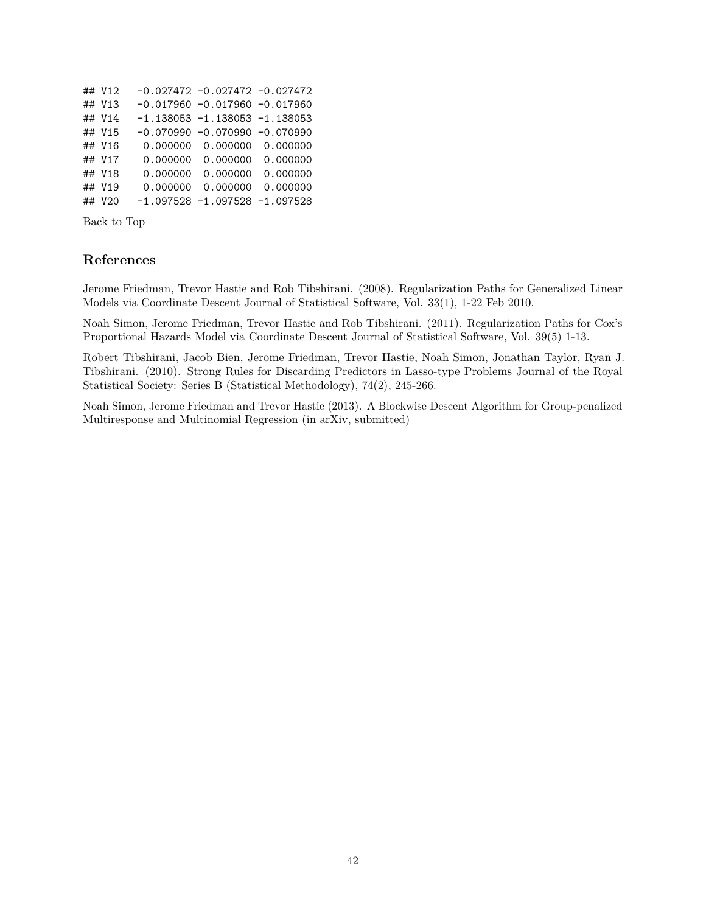```
## V12   -0.027472 -0.027472 -0.027472
## V13   -0.017960 -0.017960 -0.017960
## V14   -1.138053 -1.138053 -1.138053
## V15   -0.070990 -0.070990 -0.070990
## V16    0.000000  0.000000  0.000000
## V17    0.000000  0.000000  0.000000
## V18    0.000000  0.000000  0.000000
## V19    0.000000  0.000000  0.000000
## V20   -1.097528 -1.097528 -1.097528
```

Back to Top

## References

Jerome Friedman, Trevor Hastie and Rob Tibshirani. (2008). Regularization Paths for Generalized Linear Models via Coordinate Descent Journal of Statistical Software, Vol. 33(1), 1-22 Feb 2010.

Noah Simon, Jerome Friedman, Trevor Hastie and Rob Tibshirani. (2011). Regularization Paths for Cox's Proportional Hazards Model via Coordinate Descent Journal of Statistical Software, Vol. 39(5) 1-13.

Robert Tibshirani, Jacob Bien, Jerome Friedman, Trevor Hastie, Noah Simon, Jonathan Taylor, Ryan J. Tibshirani. (2010). Strong Rules for Discarding Predictors in Lasso-type Problems Journal of the Royal Statistical Society: Series B (Statistical Methodology), 74(2), 245-266.

Noah Simon, Jerome Friedman and Trevor Hastie (2013). A Blockwise Descent Algorithm for Group-penalized Multiresponse and Multinomial Regression (in arXiv, submitted)